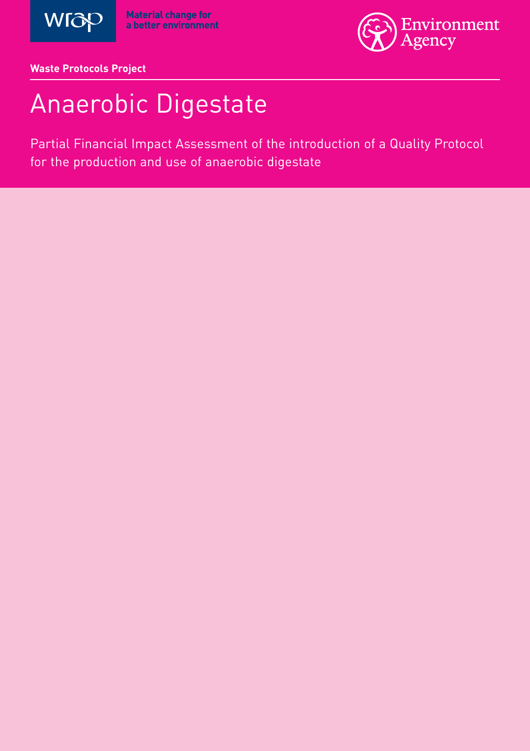wrap Material change for a better environment

Environment Agency

**Waste Protocols Project**

# Anaerobic Digestate

Partial Financial Impact Assessment of the introduction of a Quality Protocol for the production and use of anaerobic digestate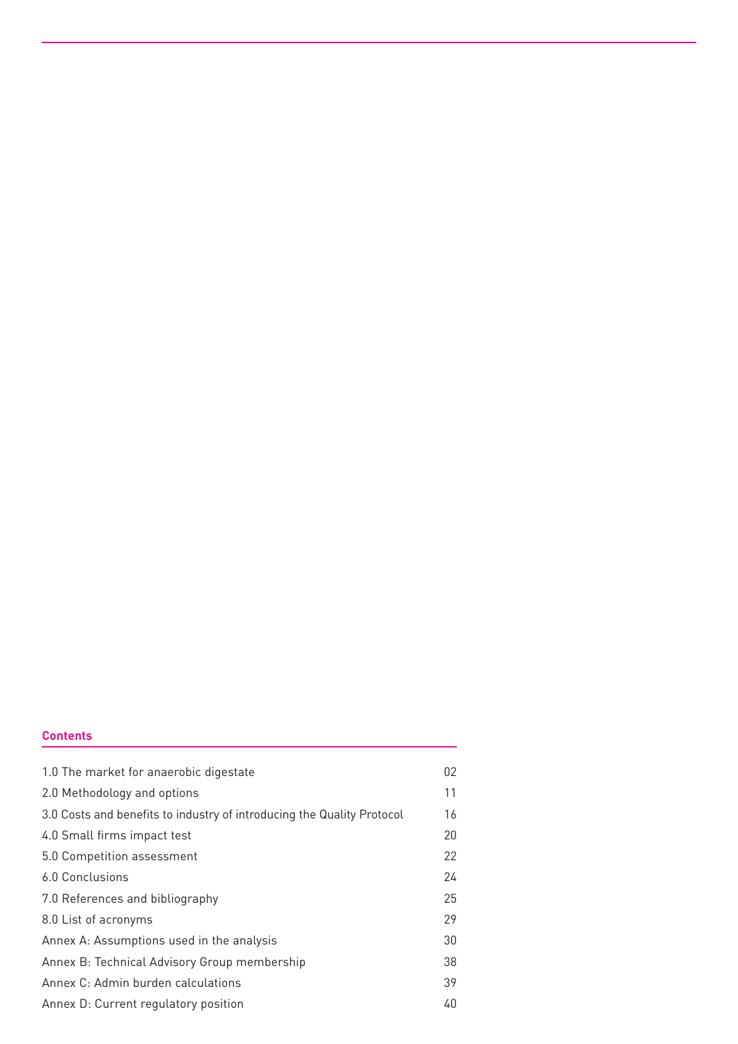## Contents

| | |
|---|---|
| 1.0 The market for anaerobic digestate | 02 |
| 2.0 Methodology and options | 11 |
| 3.0 Costs and benefits to industry of introducing the Quality Protocol | 16 |
| 4.0 Small firms impact test | 20 |
| 5.0 Competition assessment | 22 |
| 6.0 Conclusions | 24 |
| 7.0 References and bibliography | 25 |
| 8.0 List of acronyms | 29 |
| Annex A: Assumptions used in the analysis | 30 |
| Annex B: Technical Advisory Group membership | 38 |
| Annex C: Admin burden calculations | 39 |
| Annex D: Current regulatory position | 40 |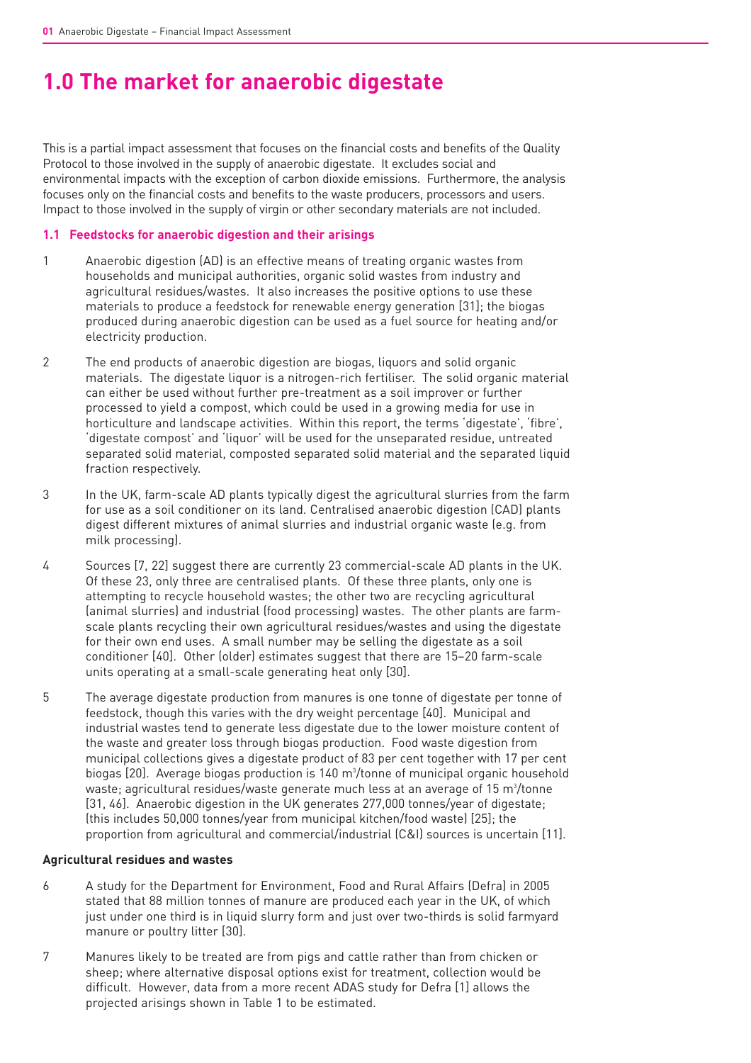# 1.0 The market for anaerobic digestate

This is a partial impact assessment that focuses on the financial costs and benefits of the Quality Protocol to those involved in the supply of anaerobic digestate. It excludes social and environmental impacts with the exception of carbon dioxide emissions. Furthermore, the analysis focuses only on the financial costs and benefits to the waste producers, processors and users. Impact to those involved in the supply of virgin or other secondary materials are not included.

### 1.1 Feedstocks for anaerobic digestion and their arisings

1. Anaerobic digestion (AD) is an effective means of treating organic wastes from households and municipal authorities, organic solid wastes from industry and agricultural residues/wastes. It also increases the positive options to use these materials to produce a feedstock for renewable energy generation [31]; the biogas produced during anaerobic digestion can be used as a fuel source for heating and/or electricity production.

2. The end products of anaerobic digestion are biogas, liquors and solid organic materials. The digestate liquor is a nitrogen-rich fertiliser. The solid organic material can either be used without further pre-treatment as a soil improver or further processed to yield a compost, which could be used in a growing media for use in horticulture and landscape activities. Within this report, the terms 'digestate', 'fibre', 'digestate compost' and 'liquor' will be used for the unseparated residue, untreated separated solid material, composted separated solid material and the separated liquid fraction respectively.

3. In the UK, farm-scale AD plants typically digest the agricultural slurries from the farm for use as a soil conditioner on its land. Centralised anaerobic digestion (CAD) plants digest different mixtures of animal slurries and industrial organic waste (e.g. from milk processing).

4. Sources [7, 22] suggest there are currently 23 commercial-scale AD plants in the UK. Of these 23, only three are centralised plants. Of these three plants, only one is attempting to recycle household wastes; the other two are recycling agricultural (animal slurries) and industrial (food processing) wastes. The other plants are farm-scale plants recycling their own agricultural residues/wastes and using the digestate for their own end uses. A small number may be selling the digestate as a soil conditioner [40]. Other (older) estimates suggest that there are 15–20 farm-scale units operating at a small-scale generating heat only [30].

5. The average digestate production from manures is one tonne of digestate per tonne of feedstock, though this varies with the dry weight percentage [40]. Municipal and industrial wastes tend to generate less digestate due to the lower moisture content of the waste and greater loss through biogas production. Food waste digestion from municipal collections gives a digestate product of 83 per cent together with 17 per cent biogas [20]. Average biogas production is 140 $m^3$/tonne of municipal organic household waste; agricultural residues/waste generate much less at an average of 15 $m^3$/tonne [31, 46]. Anaerobic digestion in the UK generates 277,000 tonnes/year of digestate; (this includes 50,000 tonnes/year from municipal kitchen/food waste) [25]; the proportion from agricultural and commercial/industrial (C&I) sources is uncertain [11].

**Agricultural residues and wastes**

6. A study for the Department for Environment, Food and Rural Affairs (Defra) in 2005 stated that 88 million tonnes of manure are produced each year in the UK, of which just under one third is in liquid slurry form and just over two-thirds is solid farmyard manure or poultry litter [30].

7. Manures likely to be treated are from pigs and cattle rather than from chicken or sheep; where alternative disposal options exist for treatment, collection would be difficult. However, data from a more recent ADAS study for Defra [1] allows the projected arisings shown in Table 1 to be estimated.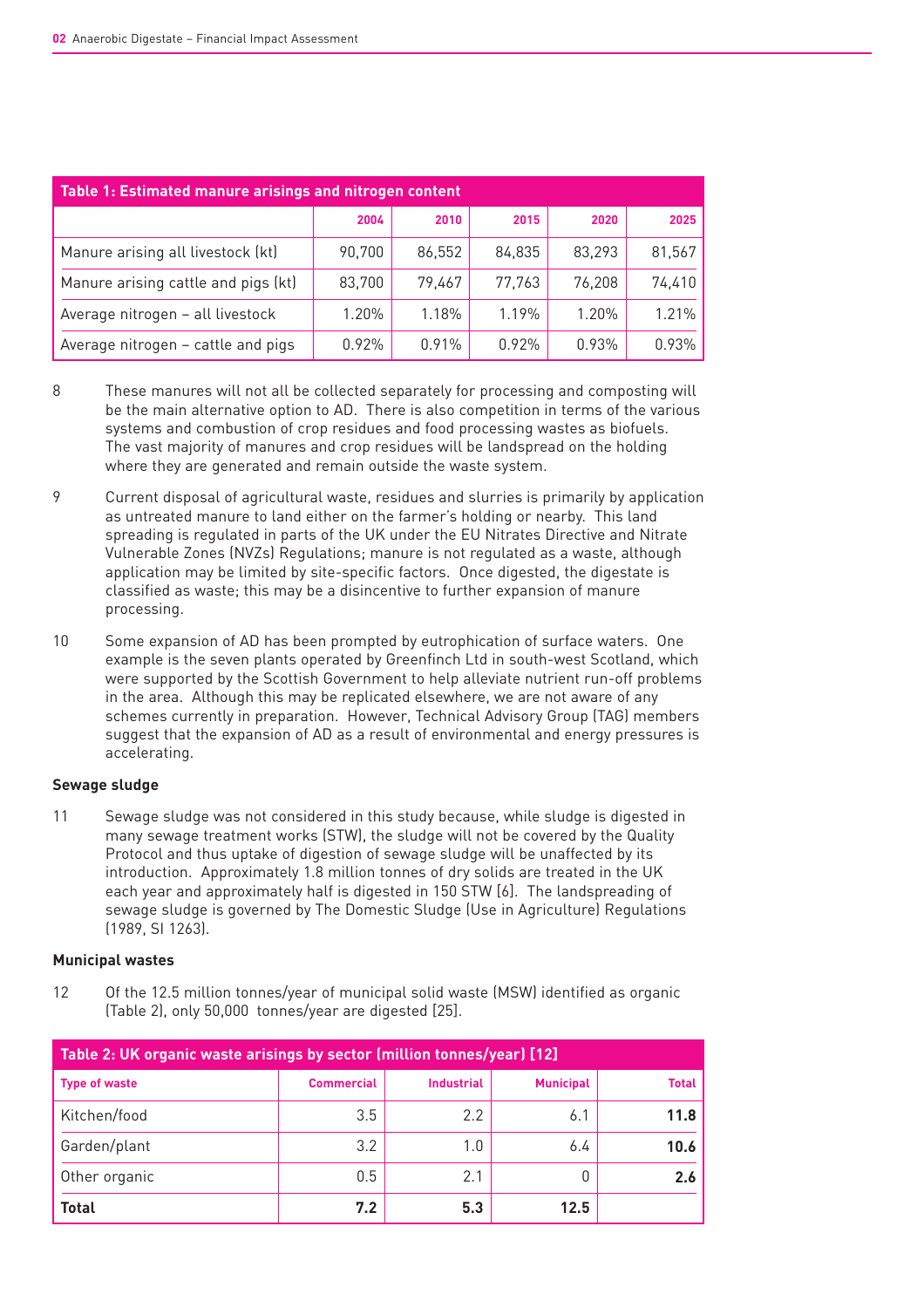**Table 1: Estimated manure arisings and nitrogen content**

| | 2004 | 2010 | 2015 | 2020 | 2025 |
|---|---|---|---|---|---|
| Manure arising all livestock (kt) | 90,700 | 86,552 | 84,835 | 83,293 | 81,567 |
| Manure arising cattle and pigs (kt) | 83,700 | 79,467 | 77,763 | 76,208 | 74,410 |
| Average nitrogen – all livestock | 1.20% | 1.18% | 1.19% | 1.20% | 1.21% |
| Average nitrogen – cattle and pigs | 0.92% | 0.91% | 0.92% | 0.93% | 0.93% |

8 These manures will not all be collected separately for processing and composting will be the main alternative option to AD. There is also competition in terms of the various systems and combustion of crop residues and food processing wastes as biofuels. The vast majority of manures and crop residues will be landspread on the holding where they are generated and remain outside the waste system.

9 Current disposal of agricultural waste, residues and slurries is primarily by application as untreated manure to land either on the farmer's holding or nearby. This land spreading is regulated in parts of the UK under the EU Nitrates Directive and Nitrate Vulnerable Zones (NVZs) Regulations; manure is not regulated as a waste, although application may be limited by site-specific factors. Once digested, the digestate is classified as waste; this may be a disincentive to further expansion of manure processing.

10 Some expansion of AD has been prompted by eutrophication of surface waters. One example is the seven plants operated by Greenfinch Ltd in south-west Scotland, which were supported by the Scottish Government to help alleviate nutrient run-off problems in the area. Although this may be replicated elsewhere, we are not aware of any schemes currently in preparation. However, Technical Advisory Group (TAG) members suggest that the expansion of AD as a result of environmental and energy pressures is accelerating.

**Sewage sludge**

11 Sewage sludge was not considered in this study because, while sludge is digested in many sewage treatment works (STW), the sludge will not be covered by the Quality Protocol and thus uptake of digestion of sewage sludge will be unaffected by its introduction. Approximately 1.8 million tonnes of dry solids are treated in the UK each year and approximately half is digested in 150 STW [6]. The landspreading of sewage sludge is governed by The Domestic Sludge (Use in Agriculture) Regulations (1989, SI 1263).

**Municipal wastes**

12 Of the 12.5 million tonnes/year of municipal solid waste (MSW) identified as organic (Table 2), only 50,000 tonnes/year are digested [25].

**Table 2: UK organic waste arisings by sector (million tonnes/year) [12]**

| Type of waste | Commercial | Industrial | Municipal | Total |
|---|---|---|---|---|
| Kitchen/food | 3.5 | 2.2 | 6.1 | **11.8** |
| Garden/plant | 3.2 | 1.0 | 6.4 | **10.6** |
| Other organic | 0.5 | 2.1 | 0 | **2.6** |
| **Total** | **7.2** | **5.3** | **12.5** | |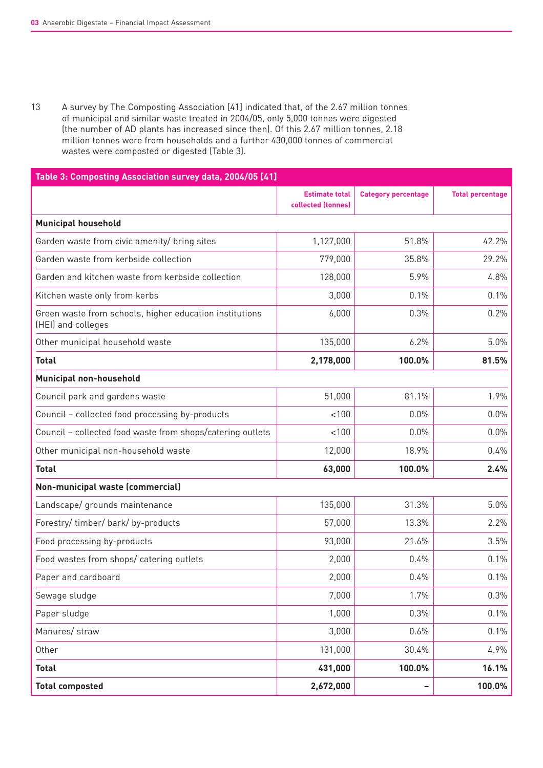13 A survey by The Composting Association [41] indicated that, of the 2.67 million tonnes of municipal and similar waste treated in 2004/05, only 5,000 tonnes were digested (the number of AD plants has increased since then). Of this 2.67 million tonnes, 2.18 million tonnes were from households and a further 430,000 tonnes of commercial wastes were composted or digested (Table 3).

**Table 3: Composting Association survey data, 2004/05 [41]**

| | Estimate total collected (tonnes) | Category percentage | Total percentage |
|---|---|---|---|
| **Municipal household** | | | |
| Garden waste from civic amenity/ bring sites | 1,127,000 | 51.8% | 42.2% |
| Garden waste from kerbside collection | 779,000 | 35.8% | 29.2% |
| Garden and kitchen waste from kerbside collection | 128,000 | 5.9% | 4.8% |
| Kitchen waste only from kerbs | 3,000 | 0.1% | 0.1% |
| Green waste from schools, higher education institutions (HEI) and colleges | 6,000 | 0.3% | 0.2% |
| Other municipal household waste | 135,000 | 6.2% | 5.0% |
| **Total** | **2,178,000** | **100.0%** | **81.5%** |
| **Municipal non-household** | | | |
| Council park and gardens waste | 51,000 | 81.1% | 1.9% |
| Council – collected food processing by-products | <100 | 0.0% | 0.0% |
| Council – collected food waste from shops/catering outlets | <100 | 0.0% | 0.0% |
| Other municipal non-household waste | 12,000 | 18.9% | 0.4% |
| **Total** | **63,000** | **100.0%** | **2.4%** |
| **Non-municipal waste (commercial)** | | | |
| Landscape/ grounds maintenance | 135,000 | 31.3% | 5.0% |
| Forestry/ timber/ bark/ by-products | 57,000 | 13.3% | 2.2% |
| Food processing by-products | 93,000 | 21.6% | 3.5% |
| Food wastes from shops/ catering outlets | 2,000 | 0.4% | 0.1% |
| Paper and cardboard | 2,000 | 0.4% | 0.1% |
| Sewage sludge | 7,000 | 1.7% | 0.3% |
| Paper sludge | 1,000 | 0.3% | 0.1% |
| Manures/ straw | 3,000 | 0.6% | 0.1% |
| Other | 131,000 | 30.4% | 4.9% |
| **Total** | **431,000** | **100.0%** | **16.1%** |
| **Total composted** | **2,672,000** | **–** | **100.0%** |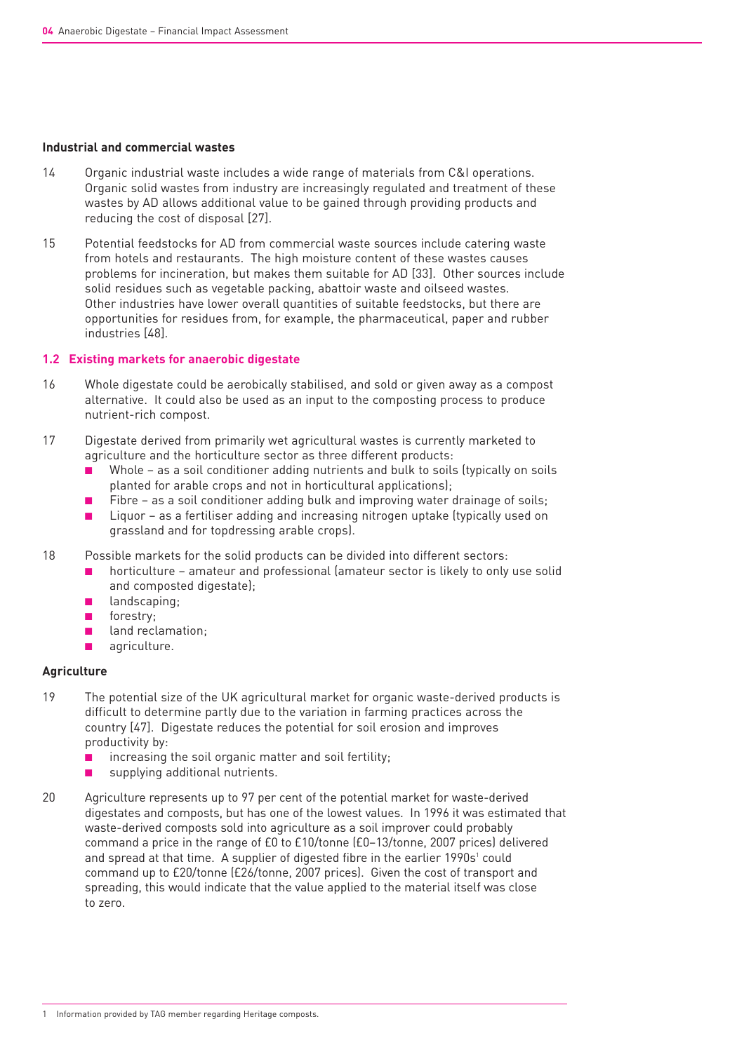### Industrial and commercial wastes

14 Organic industrial waste includes a wide range of materials from C&I operations. Organic solid wastes from industry are increasingly regulated and treatment of these wastes by AD allows additional value to be gained through providing products and reducing the cost of disposal [27].

15 Potential feedstocks for AD from commercial waste sources include catering waste from hotels and restaurants. The high moisture content of these wastes causes problems for incineration, but makes them suitable for AD [33]. Other sources include solid residues such as vegetable packing, abattoir waste and oilseed wastes. Other industries have lower overall quantities of suitable feedstocks, but there are opportunities for residues from, for example, the pharmaceutical, paper and rubber industries [48].

## 1.2 Existing markets for anaerobic digestate

16 Whole digestate could be aerobically stabilised, and sold or given away as a compost alternative. It could also be used as an input to the composting process to produce nutrient-rich compost.

17 Digestate derived from primarily wet agricultural wastes is currently marketed to agriculture and the horticulture sector as three different products:

- Whole – as a soil conditioner adding nutrients and bulk to soils (typically on soils planted for arable crops and not in horticultural applications);
- Fibre – as a soil conditioner adding bulk and improving water drainage of soils;
- Liquor – as a fertiliser adding and increasing nitrogen uptake (typically used on grassland and for topdressing arable crops).

18 Possible markets for the solid products can be divided into different sectors:

- horticulture – amateur and professional (amateur sector is likely to only use solid and composted digestate);
- landscaping;
- forestry;
- land reclamation;
- agriculture.

### Agriculture

19 The potential size of the UK agricultural market for organic waste-derived products is difficult to determine partly due to the variation in farming practices across the country [47]. Digestate reduces the potential for soil erosion and improves productivity by:

- increasing the soil organic matter and soil fertility;
- supplying additional nutrients.

20 Agriculture represents up to 97 per cent of the potential market for waste-derived digestates and composts, but has one of the lowest values. In 1996 it was estimated that waste-derived composts sold into agriculture as a soil improver could probably command a price in the range of £0 to £10/tonne (£0–13/tonne, 2007 prices) delivered and spread at that time. A supplier of digested fibre in the earlier 1990s[1] could command up to £20/tonne (£26/tonne, 2007 prices). Given the cost of transport and spreading, this would indicate that the value applied to the material itself was close to zero.

[1] Information provided by TAG member regarding Heritage composts.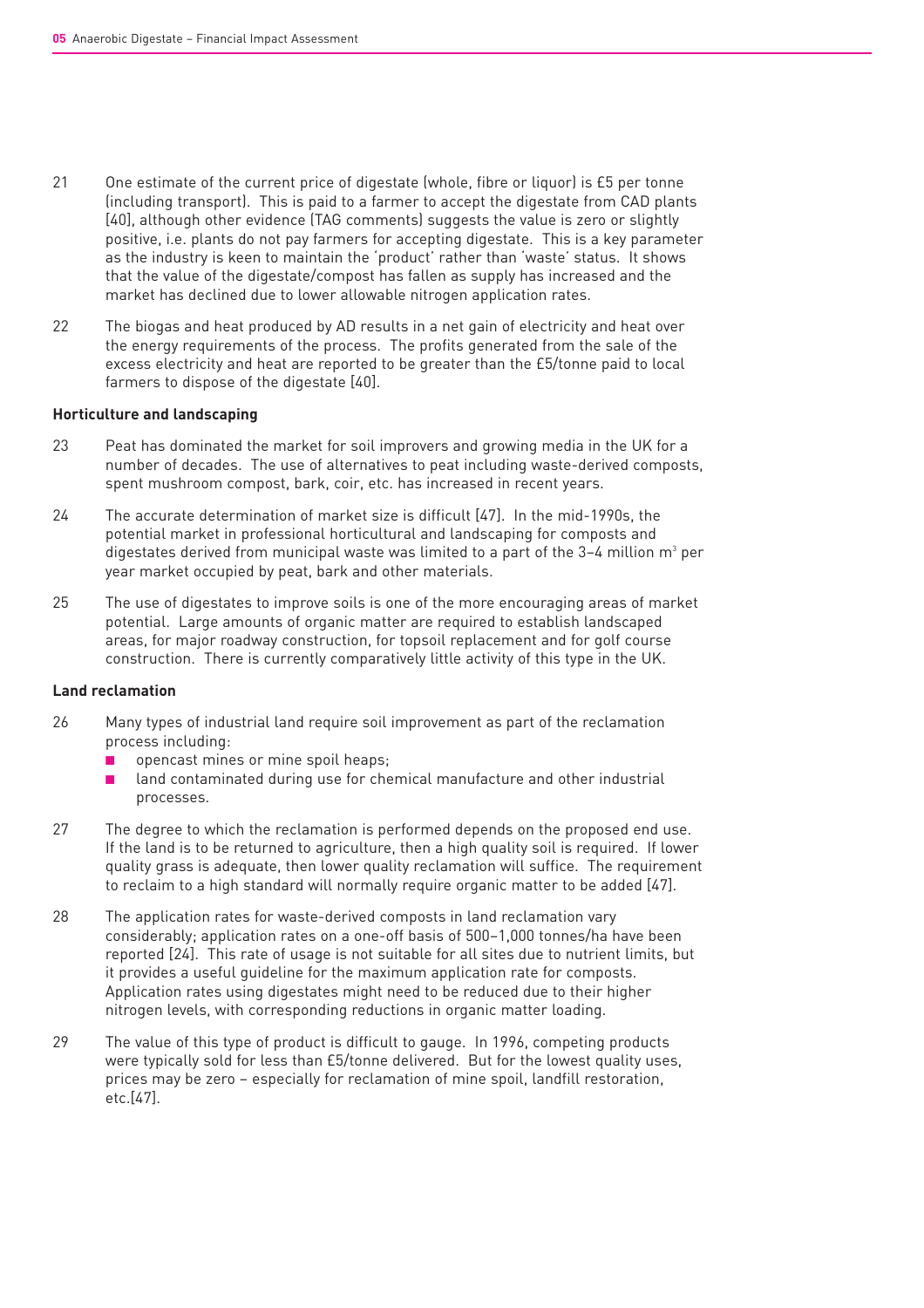21 One estimate of the current price of digestate (whole, fibre or liquor) is £5 per tonne (including transport). This is paid to a farmer to accept the digestate from CAD plants [40], although other evidence (TAG comments) suggests the value is zero or slightly positive, i.e. plants do not pay farmers for accepting digestate. This is a key parameter as the industry is keen to maintain the 'product' rather than 'waste' status. It shows that the value of the digestate/compost has fallen as supply has increased and the market has declined due to lower allowable nitrogen application rates.

22 The biogas and heat produced by AD results in a net gain of electricity and heat over the energy requirements of the process. The profits generated from the sale of the excess electricity and heat are reported to be greater than the £5/tonne paid to local farmers to dispose of the digestate [40].

**Horticulture and landscaping**

23 Peat has dominated the market for soil improvers and growing media in the UK for a number of decades. The use of alternatives to peat including waste-derived composts, spent mushroom compost, bark, coir, etc. has increased in recent years.

24 The accurate determination of market size is difficult [47]. In the mid-1990s, the potential market in professional horticultural and landscaping for composts and digestates derived from municipal waste was limited to a part of the 3–4 million $m^3$ per year market occupied by peat, bark and other materials.

25 The use of digestates to improve soils is one of the more encouraging areas of market potential. Large amounts of organic matter are required to establish landscaped areas, for major roadway construction, for topsoil replacement and for golf course construction. There is currently comparatively little activity of this type in the UK.

**Land reclamation**

26 Many types of industrial land require soil improvement as part of the reclamation process including:

- opencast mines or mine spoil heaps;
- land contaminated during use for chemical manufacture and other industrial processes.

27 The degree to which the reclamation is performed depends on the proposed end use. If the land is to be returned to agriculture, then a high quality soil is required. If lower quality grass is adequate, then lower quality reclamation will suffice. The requirement to reclaim to a high standard will normally require organic matter to be added [47].

28 The application rates for waste-derived composts in land reclamation vary considerably; application rates on a one-off basis of 500–1,000 tonnes/ha have been reported [24]. This rate of usage is not suitable for all sites due to nutrient limits, but it provides a useful guideline for the maximum application rate for composts. Application rates using digestates might need to be reduced due to their higher nitrogen levels, with corresponding reductions in organic matter loading.

29 The value of this type of product is difficult to gauge. In 1996, competing products were typically sold for less than £5/tonne delivered. But for the lowest quality uses, prices may be zero – especially for reclamation of mine spoil, landfill restoration, etc.[47].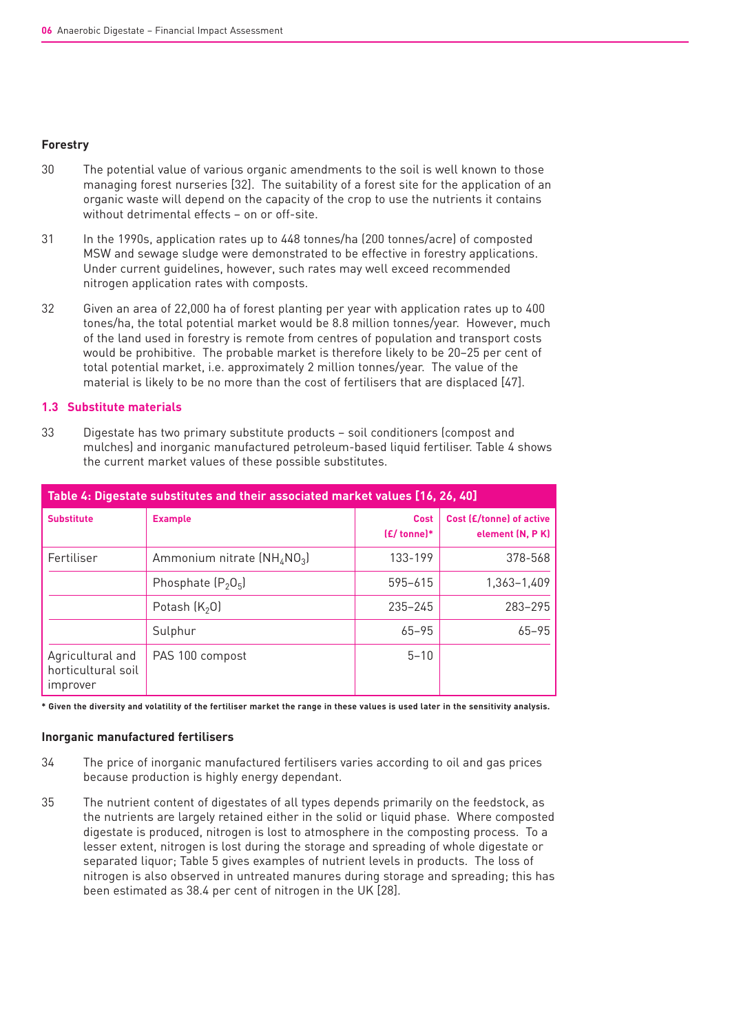### Forestry

30 The potential value of various organic amendments to the soil is well known to those managing forest nurseries [32]. The suitability of a forest site for the application of an organic waste will depend on the capacity of the crop to use the nutrients it contains without detrimental effects – on or off-site.

31 In the 1990s, application rates up to 448 tonnes/ha (200 tonnes/acre) of composted MSW and sewage sludge were demonstrated to be effective in forestry applications. Under current guidelines, however, such rates may well exceed recommended nitrogen application rates with composts.

32 Given an area of 22,000 ha of forest planting per year with application rates up to 400 tones/ha, the total potential market would be 8.8 million tonnes/year. However, much of the land used in forestry is remote from centres of population and transport costs would be prohibitive. The probable market is therefore likely to be 20–25 per cent of total potential market, i.e. approximately 2 million tonnes/year. The value of the material is likely to be no more than the cost of fertilisers that are displaced [47].

## 1.3 Substitute materials

33 Digestate has two primary substitute products – soil conditioners (compost and mulches) and inorganic manufactured petroleum-based liquid fertiliser. Table 4 shows the current market values of these possible substitutes.

**Table 4: Digestate substitutes and their associated market values [16, 26, 40]**

| Substitute | Example | Cost (£/ tonne)* | Cost (£/tonne) of active element (N, P K) |
|---|---|---|---|
| Fertiliser | Ammonium nitrate ($NH_4NO_3$) | 133-199 | 378-568 |
| | Phosphate ($P_2O_5$) | 595–615 | 1,363–1,409 |
| | Potash ($K_2O$) | 235–245 | 283–295 |
| | Sulphur | 65–95 | 65–95 |
| Agricultural and horticultural soil improver | PAS 100 compost | 5–10 | |

**\* Given the diversity and volatility of the fertiliser market the range in these values is used later in the sensitivity analysis.**

### Inorganic manufactured fertilisers

34 The price of inorganic manufactured fertilisers varies according to oil and gas prices because production is highly energy dependant.

35 The nutrient content of digestates of all types depends primarily on the feedstock, as the nutrients are largely retained either in the solid or liquid phase. Where composted digestate is produced, nitrogen is lost to atmosphere in the composting process. To a lesser extent, nitrogen is lost during the storage and spreading of whole digestate or separated liquor; Table 5 gives examples of nutrient levels in products. The loss of nitrogen is also observed in untreated manures during storage and spreading; this has been estimated as 38.4 per cent of nitrogen in the UK [28].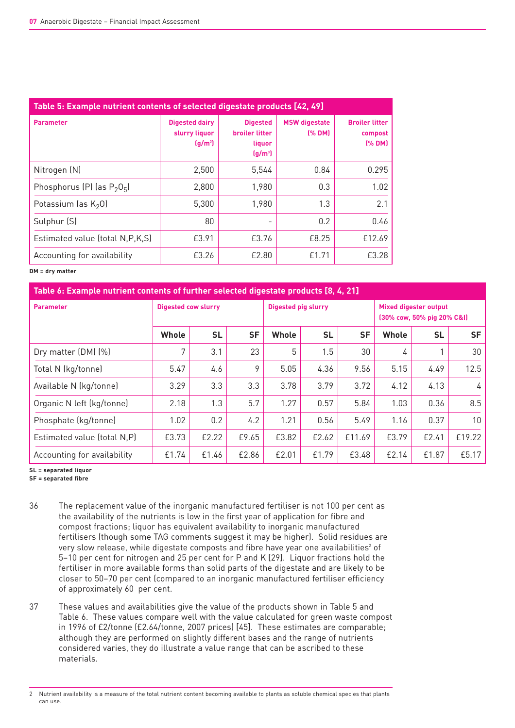**Table 5: Example nutrient contents of selected digestate products [42, 49]**

| Parameter | Digested dairy slurry liquor ($g/m^3$) | Digested broiler litter liquor ($g/m^3$) | MSW digestate (% DM) | Broiler litter compost (% DM) |
|---|---|---|---|---|
| Nitrogen (N) | 2,500 | 5,544 | 0.84 | 0.295 |
| Phosphorus (P) (as $P_2O_5$) | 2,800 | 1,980 | 0.3 | 1.02 |
| Potassium (as $K_2O$) | 5,300 | 1,980 | 1.3 | 2.1 |
| Sulphur (S) | 80 | - | 0.2 | 0.46 |
| Estimated value (total N,P,K,S) | £3.91 | £3.76 | £8.25 | £12.69 |
| Accounting for availability | £3.26 | £2.80 | £1.71 | £3.28 |

**DM = dry matter**

**Table 6: Example nutrient contents of further selected digestate products [8, 4, 21]**

| Parameter | Digested cow slurry | | | Digested pig slurry | | | Mixed digester output (30% cow, 50% pig 20% C&I) | | |
|---|---|---|---|---|---|---|---|---|---|
| | Whole | SL | SF | Whole | SL | SF | Whole | SL | SF |
| Dry matter (DM) (%) | 7 | 3.1 | 23 | 5 | 1.5 | 30 | 4 | 1 | 30 |
| Total N (kg/tonne) | 5.47 | 4.6 | 9 | 5.05 | 4.36 | 9.56 | 5.15 | 4.49 | 12.5 |
| Available N (kg/tonne) | 3.29 | 3.3 | 3.3 | 3.78 | 3.79 | 3.72 | 4.12 | 4.13 | 4 |
| Organic N left (kg/tonne) | 2.18 | 1.3 | 5.7 | 1.27 | 0.57 | 5.84 | 1.03 | 0.36 | 8.5 |
| Phosphate (kg/tonne) | 1.02 | 0.2 | 4.2 | 1.21 | 0.56 | 5.49 | 1.16 | 0.37 | 10 |
| Estimated value (total N,P) | £3.73 | £2.22 | £9.65 | £3.82 | £2.62 | £11.69 | £3.79 | £2.41 | £19.22 |
| Accounting for availability | £1.74 | £1.46 | £2.86 | £2.01 | £1.79 | £3.48 | £2.14 | £1.87 | £5.17 |

**SL = separated liquor**
**SF = separated fibre**

36 The replacement value of the inorganic manufactured fertiliser is not 100 per cent as the availability of the nutrients is low in the first year of application for fibre and compost fractions; liquor has equivalent availability to inorganic manufactured fertilisers (though some TAG comments suggest it may be higher). Solid residues are very slow release, while digestate composts and fibre have year one availabilities[2] of 5–10 per cent for nitrogen and 25 per cent for P and K [29]. Liquor fractions hold the fertiliser in more available forms than solid parts of the digestate and are likely to be closer to 50–70 per cent (compared to an inorganic manufactured fertiliser efficiency of approximately 60 per cent.

37 These values and availabilities give the value of the products shown in Table 5 and Table 6. These values compare well with the value calculated for green waste compost in 1996 of £2/tonne (£2.64/tonne, 2007 prices) [45]. These estimates are comparable; although they are performed on slightly different bases and the range of nutrients considered varies, they do illustrate a value range that can be ascribed to these materials.

2 Nutrient availability is a measure of the total nutrient content becoming available to plants as soluble chemical species that plants can use.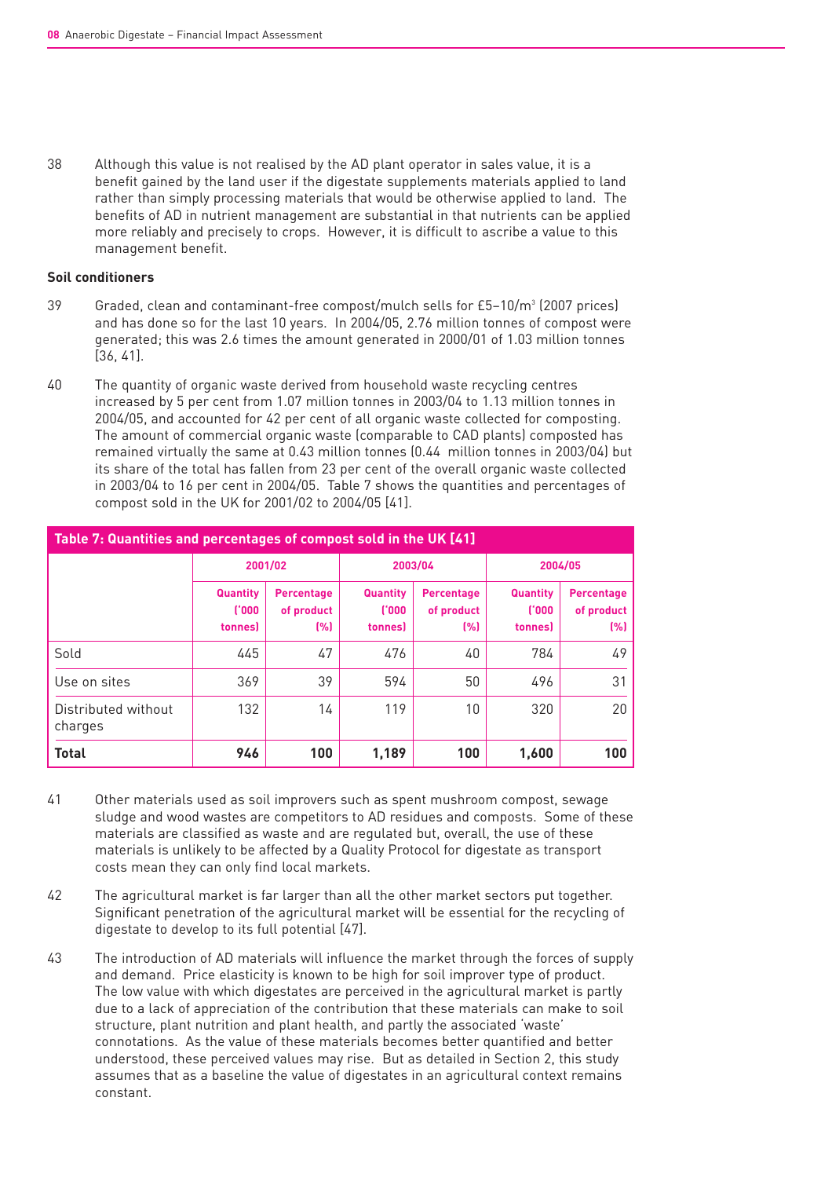38 Although this value is not realised by the AD plant operator in sales value, it is a benefit gained by the land user if the digestate supplements materials applied to land rather than simply processing materials that would be otherwise applied to land. The benefits of AD in nutrient management are substantial in that nutrients can be applied more reliably and precisely to crops. However, it is difficult to ascribe a value to this management benefit.

**Soil conditioners**

39 Graded, clean and contaminant-free compost/mulch sells for £5–10/$m^3$ (2007 prices) and has done so for the last 10 years. In 2004/05, 2.76 million tonnes of compost were generated; this was 2.6 times the amount generated in 2000/01 of 1.03 million tonnes [36, 41].

40 The quantity of organic waste derived from household waste recycling centres increased by 5 per cent from 1.07 million tonnes in 2003/04 to 1.13 million tonnes in 2004/05, and accounted for 42 per cent of all organic waste collected for composting. The amount of commercial organic waste (comparable to CAD plants) composted has remained virtually the same at 0.43 million tonnes (0.44 million tonnes in 2003/04) but its share of the total has fallen from 23 per cent of the overall organic waste collected in 2003/04 to 16 per cent in 2004/05. Table 7 shows the quantities and percentages of compost sold in the UK for 2001/02 to 2004/05 [41].

**Table 7: Quantities and percentages of compost sold in the UK [41]**

| | 2001/02 | | 2003/04 | | 2004/05 | |
|---|---|---|---|---|---|---|
| | Quantity ('000 tonnes) | Percentage of product (%) | Quantity ('000 tonnes) | Percentage of product (%) | Quantity ('000 tonnes) | Percentage of product (%) |
| Sold | 445 | 47 | 476 | 40 | 784 | 49 |
| Use on sites | 369 | 39 | 594 | 50 | 496 | 31 |
| Distributed without charges | 132 | 14 | 119 | 10 | 320 | 20 |
| **Total** | **946** | **100** | **1,189** | **100** | **1,600** | **100** |

41 Other materials used as soil improvers such as spent mushroom compost, sewage sludge and wood wastes are competitors to AD residues and composts. Some of these materials are classified as waste and are regulated but, overall, the use of these materials is unlikely to be affected by a Quality Protocol for digestate as transport costs mean they can only find local markets.

42 The agricultural market is far larger than all the other market sectors put together. Significant penetration of the agricultural market will be essential for the recycling of digestate to develop to its full potential [47].

43 The introduction of AD materials will influence the market through the forces of supply and demand. Price elasticity is known to be high for soil improver type of product. The low value with which digestates are perceived in the agricultural market is partly due to a lack of appreciation of the contribution that these materials can make to soil structure, plant nutrition and plant health, and partly the associated 'waste' connotations. As the value of these materials becomes better quantified and better understood, these perceived values may rise. But as detailed in Section 2, this study assumes that as a baseline the value of digestates in an agricultural context remains constant.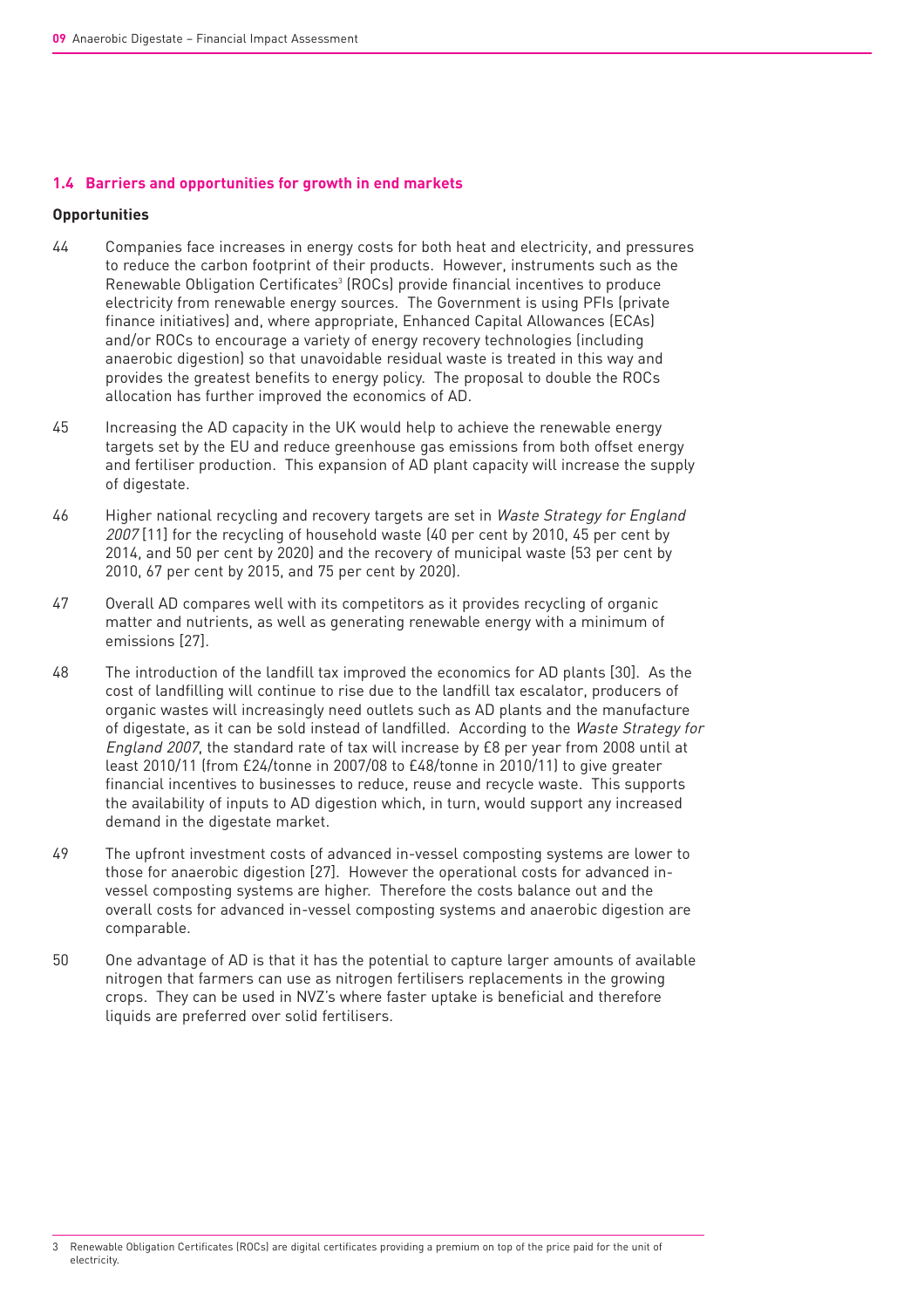### 1.4 Barriers and opportunities for growth in end markets

**Opportunities**

44 Companies face increases in energy costs for both heat and electricity, and pressures to reduce the carbon footprint of their products. However, instruments such as the Renewable Obligation Certificates[3] (ROCs) provide financial incentives to produce electricity from renewable energy sources. The Government is using PFIs (private finance initiatives) and, where appropriate, Enhanced Capital Allowances (ECAs) and/or ROCs to encourage a variety of energy recovery technologies (including anaerobic digestion) so that unavoidable residual waste is treated in this way and provides the greatest benefits to energy policy. The proposal to double the ROCs allocation has further improved the economics of AD.

45 Increasing the AD capacity in the UK would help to achieve the renewable energy targets set by the EU and reduce greenhouse gas emissions from both offset energy and fertiliser production. This expansion of AD plant capacity will increase the supply of digestate.

46 Higher national recycling and recovery targets are set in *Waste Strategy for England 2007* [11] for the recycling of household waste (40 per cent by 2010, 45 per cent by 2014, and 50 per cent by 2020) and the recovery of municipal waste (53 per cent by 2010, 67 per cent by 2015, and 75 per cent by 2020).

47 Overall AD compares well with its competitors as it provides recycling of organic matter and nutrients, as well as generating renewable energy with a minimum of emissions [27].

48 The introduction of the landfill tax improved the economics for AD plants [30]. As the cost of landfilling will continue to rise due to the landfill tax escalator, producers of organic wastes will increasingly need outlets such as AD plants and the manufacture of digestate, as it can be sold instead of landfilled. According to the *Waste Strategy for England 2007*, the standard rate of tax will increase by £8 per year from 2008 until at least 2010/11 (from £24/tonne in 2007/08 to £48/tonne in 2010/11) to give greater financial incentives to businesses to reduce, reuse and recycle waste. This supports the availability of inputs to AD digestion which, in turn, would support any increased demand in the digestate market.

49 The upfront investment costs of advanced in-vessel composting systems are lower to those for anaerobic digestion [27]. However the operational costs for advanced in-vessel composting systems are higher. Therefore the costs balance out and the overall costs for advanced in-vessel composting systems and anaerobic digestion are comparable.

50 One advantage of AD is that it has the potential to capture larger amounts of available nitrogen that farmers can use as nitrogen fertilisers replacements in the growing crops. They can be used in NVZ's where faster uptake is beneficial and therefore liquids are preferred over solid fertilisers.

---

3 Renewable Obligation Certificates (ROCs) are digital certificates providing a premium on top of the price paid for the unit of electricity.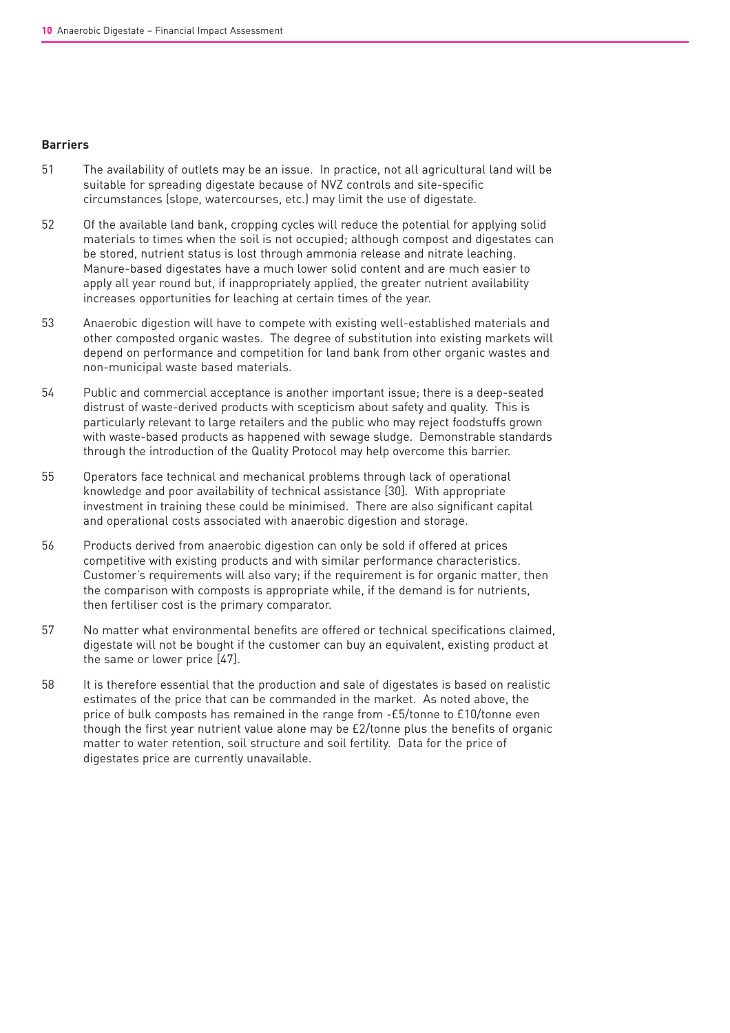**Barriers**

51 The availability of outlets may be an issue. In practice, not all agricultural land will be suitable for spreading digestate because of NVZ controls and site-specific circumstances (slope, watercourses, etc.) may limit the use of digestate.

52 Of the available land bank, cropping cycles will reduce the potential for applying solid materials to times when the soil is not occupied; although compost and digestates can be stored, nutrient status is lost through ammonia release and nitrate leaching. Manure-based digestates have a much lower solid content and are much easier to apply all year round but, if inappropriately applied, the greater nutrient availability increases opportunities for leaching at certain times of the year.

53 Anaerobic digestion will have to compete with existing well-established materials and other composted organic wastes. The degree of substitution into existing markets will depend on performance and competition for land bank from other organic wastes and non-municipal waste based materials.

54 Public and commercial acceptance is another important issue; there is a deep-seated distrust of waste-derived products with scepticism about safety and quality. This is particularly relevant to large retailers and the public who may reject foodstuffs grown with waste-based products as happened with sewage sludge. Demonstrable standards through the introduction of the Quality Protocol may help overcome this barrier.

55 Operators face technical and mechanical problems through lack of operational knowledge and poor availability of technical assistance [30]. With appropriate investment in training these could be minimised. There are also significant capital and operational costs associated with anaerobic digestion and storage.

56 Products derived from anaerobic digestion can only be sold if offered at prices competitive with existing products and with similar performance characteristics. Customer's requirements will also vary; if the requirement is for organic matter, then the comparison with composts is appropriate while, if the demand is for nutrients, then fertiliser cost is the primary comparator.

57 No matter what environmental benefits are offered or technical specifications claimed, digestate will not be bought if the customer can buy an equivalent, existing product at the same or lower price [47].

58 It is therefore essential that the production and sale of digestates is based on realistic estimates of the price that can be commanded in the market. As noted above, the price of bulk composts has remained in the range from -£5/tonne to £10/tonne even though the first year nutrient value alone may be £2/tonne plus the benefits of organic matter to water retention, soil structure and soil fertility. Data for the price of digestates price are currently unavailable.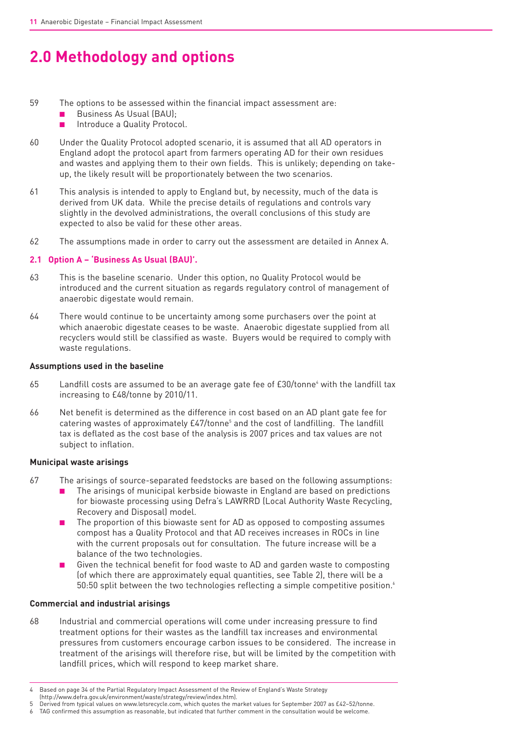# 2.0 Methodology and options

59 The options to be assessed within the financial impact assessment are:

- Business As Usual (BAU);
- Introduce a Quality Protocol.

60 Under the Quality Protocol adopted scenario, it is assumed that all AD operators in England adopt the protocol apart from farmers operating AD for their own residues and wastes and applying them to their own fields. This is unlikely; depending on take-up, the likely result will be proportionately between the two scenarios.

61 This analysis is intended to apply to England but, by necessity, much of the data is derived from UK data. While the precise details of regulations and controls vary slightly in the devolved administrations, the overall conclusions of this study are expected to also be valid for these other areas.

62 The assumptions made in order to carry out the assessment are detailed in Annex A.

## 2.1 Option A – 'Business As Usual (BAU)'.

63 This is the baseline scenario. Under this option, no Quality Protocol would be introduced and the current situation as regards regulatory control of management of anaerobic digestate would remain.

64 There would continue to be uncertainty among some purchasers over the point at which anaerobic digestate ceases to be waste. Anaerobic digestate supplied from all recyclers would still be classified as waste. Buyers would be required to comply with waste regulations.

### Assumptions used in the baseline

65 Landfill costs are assumed to be an average gate fee of £30/tonne[4] with the landfill tax increasing to £48/tonne by 2010/11.

66 Net benefit is determined as the difference in cost based on an AD plant gate fee for catering wastes of approximately £47/tonne[5] and the cost of landfilling. The landfill tax is deflated as the cost base of the analysis is 2007 prices and tax values are not subject to inflation.

### Municipal waste arisings

67 The arisings of source-separated feedstocks are based on the following assumptions:

- The arisings of municipal kerbside biowaste in England are based on predictions for biowaste processing using Defra's LAWRRD (Local Authority Waste Recycling, Recovery and Disposal) model.
- The proportion of this biowaste sent for AD as opposed to composting assumes compost has a Quality Protocol and that AD receives increases in ROCs in line with the current proposals out for consultation. The future increase will be a balance of the two technologies.
- Given the technical benefit for food waste to AD and garden waste to composting (of which there are approximately equal quantities, see Table 2), there will be a 50:50 split between the two technologies reflecting a simple competitive position.[6]

### Commercial and industrial arisings

68 Industrial and commercial operations will come under increasing pressure to find treatment options for their wastes as the landfill tax increases and environmental pressures from customers encourage carbon issues to be considered. The increase in treatment of the arisings will therefore rise, but will be limited by the competition with landfill prices, which will respond to keep market share.

---

4 Based on page 34 of the Partial Regulatory Impact Assessment of the Review of England's Waste Strategy (http://www.defra.gov.uk/environment/waste/strategy/review/index.htm).

5 Derived from typical values on www.letsrecycle.com, which quotes the market values for September 2007 as £42–52/tonne.

6 TAG confirmed this assumption as reasonable, but indicated that further comment in the consultation would be welcome.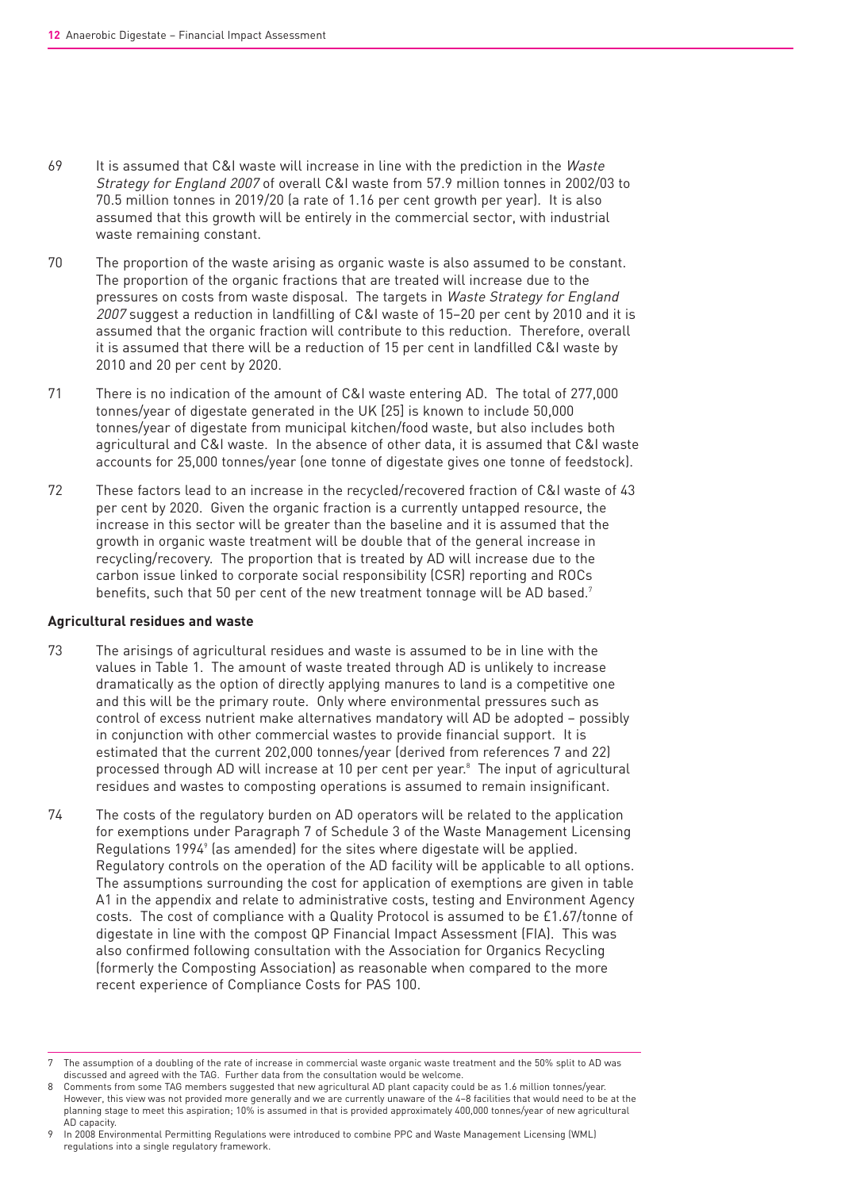69 It is assumed that C&I waste will increase in line with the prediction in the *Waste Strategy for England 2007* of overall C&I waste from 57.9 million tonnes in 2002/03 to 70.5 million tonnes in 2019/20 (a rate of 1.16 per cent growth per year). It is also assumed that this growth will be entirely in the commercial sector, with industrial waste remaining constant.

70 The proportion of the waste arising as organic waste is also assumed to be constant. The proportion of the organic fractions that are treated will increase due to the pressures on costs from waste disposal. The targets in *Waste Strategy for England 2007* suggest a reduction in landfilling of C&I waste of 15–20 per cent by 2010 and it is assumed that the organic fraction will contribute to this reduction. Therefore, overall it is assumed that there will be a reduction of 15 per cent in landfilled C&I waste by 2010 and 20 per cent by 2020.

71 There is no indication of the amount of C&I waste entering AD. The total of 277,000 tonnes/year of digestate generated in the UK [25] is known to include 50,000 tonnes/year of digestate from municipal kitchen/food waste, but also includes both agricultural and C&I waste. In the absence of other data, it is assumed that C&I waste accounts for 25,000 tonnes/year (one tonne of digestate gives one tonne of feedstock).

72 These factors lead to an increase in the recycled/recovered fraction of C&I waste of 43 per cent by 2020. Given the organic fraction is a currently untapped resource, the increase in this sector will be greater than the baseline and it is assumed that the growth in organic waste treatment will be double that of the general increase in recycling/recovery. The proportion that is treated by AD will increase due to the carbon issue linked to corporate social responsibility (CSR) reporting and ROCs benefits, such that 50 per cent of the new treatment tonnage will be AD based.[7]

**Agricultural residues and waste**

73 The arisings of agricultural residues and waste is assumed to be in line with the values in Table 1. The amount of waste treated through AD is unlikely to increase dramatically as the option of directly applying manures to land is a competitive one and this will be the primary route. Only where environmental pressures such as control of excess nutrient make alternatives mandatory will AD be adopted – possibly in conjunction with other commercial wastes to provide financial support. It is estimated that the current 202,000 tonnes/year (derived from references 7 and 22) processed through AD will increase at 10 per cent per year.[8] The input of agricultural residues and wastes to composting operations is assumed to remain insignificant.

74 The costs of the regulatory burden on AD operators will be related to the application for exemptions under Paragraph 7 of Schedule 3 of the Waste Management Licensing Regulations 1994[9] (as amended) for the sites where digestate will be applied. Regulatory controls on the operation of the AD facility will be applicable to all options. The assumptions surrounding the cost for application of exemptions are given in table A1 in the appendix and relate to administrative costs, testing and Environment Agency costs. The cost of compliance with a Quality Protocol is assumed to be £1.67/tonne of digestate in line with the compost QP Financial Impact Assessment (FIA). This was also confirmed following consultation with the Association for Organics Recycling (formerly the Composting Association) as reasonable when compared to the more recent experience of Compliance Costs for PAS 100.

---

7 The assumption of a doubling of the rate of increase in commercial waste organic waste treatment and the 50% split to AD was discussed and agreed with the TAG. Further data from the consultation would be welcome.

8 Comments from some TAG members suggested that new agricultural AD plant capacity could be as 1.6 million tonnes/year. However, this view was not provided more generally and we are currently unaware of the 4–8 facilities that would need to be at the planning stage to meet this aspiration; 10% is assumed in that is provided approximately 400,000 tonnes/year of new agricultural AD capacity.

9 In 2008 Environmental Permitting Regulations were introduced to combine PPC and Waste Management Licensing (WML) regulations into a single regulatory framework.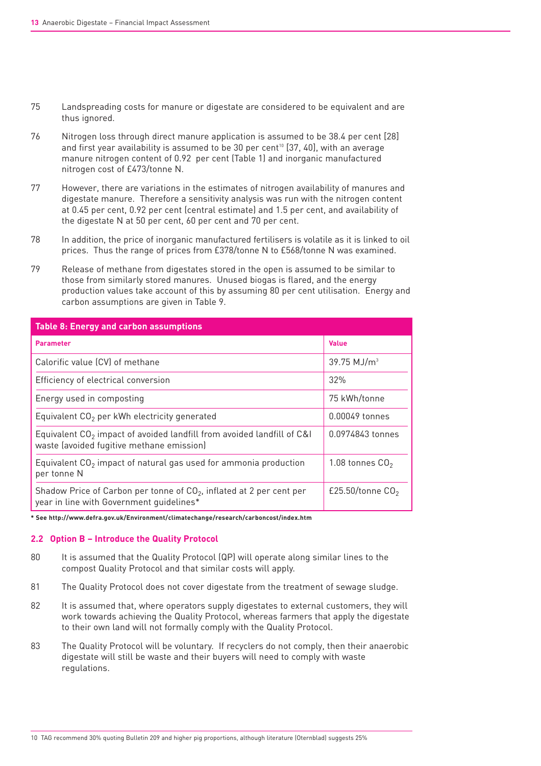75 Landspreading costs for manure or digestate are considered to be equivalent and are thus ignored.

76 Nitrogen loss through direct manure application is assumed to be 38.4 per cent [28] and first year availability is assumed to be 30 per cent[10] [37, 40], with an average manure nitrogen content of 0.92 per cent (Table 1) and inorganic manufactured nitrogen cost of £473/tonne N.

77 However, there are variations in the estimates of nitrogen availability of manures and digestate manure. Therefore a sensitivity analysis was run with the nitrogen content at 0.45 per cent, 0.92 per cent (central estimate) and 1.5 per cent, and availability of the digestate N at 50 per cent, 60 per cent and 70 per cent.

78 In addition, the price of inorganic manufactured fertilisers is volatile as it is linked to oil prices. Thus the range of prices from £378/tonne N to £568/tonne N was examined.

79 Release of methane from digestates stored in the open is assumed to be similar to those from similarly stored manures. Unused biogas is flared, and the energy production values take account of this by assuming 80 per cent utilisation. Energy and carbon assumptions are given in Table 9.

**Table 8: Energy and carbon assumptions**

| Parameter | Value |
|---|---|
| Calorific value (CV) of methane | 39.75 $MJ/m^3$ |
| Efficiency of electrical conversion | 32% |
| Energy used in composting | 75 kWh/tonne |
| Equivalent $CO_2$ per kWh electricity generated | 0.00049 tonnes |
| Equivalent $CO_2$ impact of avoided landfill from avoided landfill of C&I waste (avoided fugitive methane emission) | 0.0974843 tonnes |
| Equivalent $CO_2$ impact of natural gas used for ammonia production per tonne N | 1.08 tonnes $CO_2$ |
| Shadow Price of Carbon per tonne of $CO_2$, inflated at 2 per cent per year in line with Government guidelines* | £25.50/tonne $CO_2$ |

**\* See http://www.defra.gov.uk/Environment/climatechange/research/carboncost/index.htm**

### 2.2 Option B – Introduce the Quality Protocol

80 It is assumed that the Quality Protocol (QP) will operate along similar lines to the compost Quality Protocol and that similar costs will apply.

81 The Quality Protocol does not cover digestate from the treatment of sewage sludge.

82 It is assumed that, where operators supply digestates to external customers, they will work towards achieving the Quality Protocol, whereas farmers that apply the digestate to their own land will not formally comply with the Quality Protocol.

83 The Quality Protocol will be voluntary. If recyclers do not comply, then their anaerobic digestate will still be waste and their buyers will need to comply with waste regulations.

10 TAG recommend 30% quoting Bulletin 209 and higher pig proportions, although literature (Oternblad) suggests 25%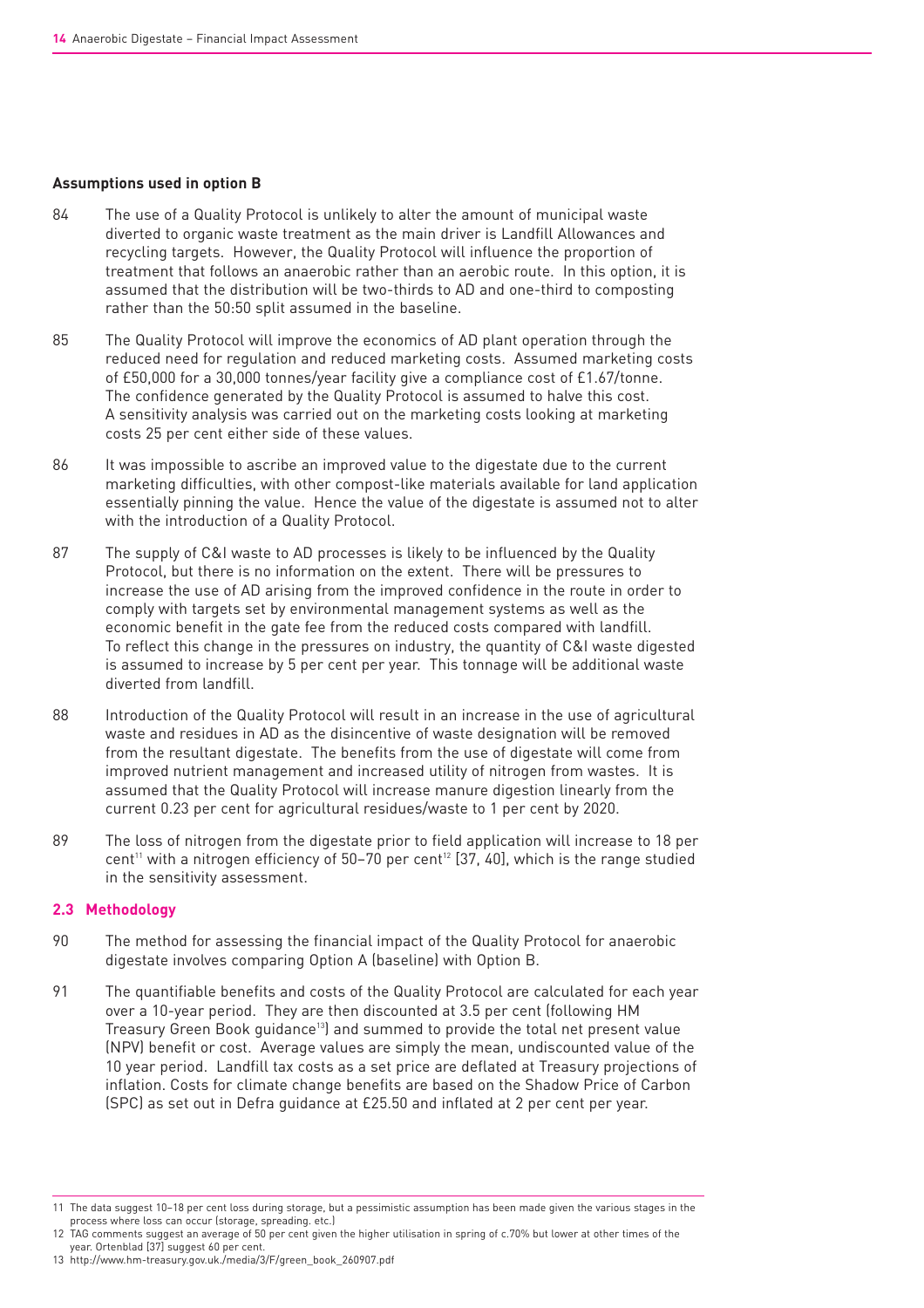**Assumptions used in option B**

84 The use of a Quality Protocol is unlikely to alter the amount of municipal waste diverted to organic waste treatment as the main driver is Landfill Allowances and recycling targets. However, the Quality Protocol will influence the proportion of treatment that follows an anaerobic rather than an aerobic route. In this option, it is assumed that the distribution will be two-thirds to AD and one-third to composting rather than the 50:50 split assumed in the baseline.

85 The Quality Protocol will improve the economics of AD plant operation through the reduced need for regulation and reduced marketing costs. Assumed marketing costs of £50,000 for a 30,000 tonnes/year facility give a compliance cost of £1.67/tonne. The confidence generated by the Quality Protocol is assumed to halve this cost. A sensitivity analysis was carried out on the marketing costs looking at marketing costs 25 per cent either side of these values.

86 It was impossible to ascribe an improved value to the digestate due to the current marketing difficulties, with other compost-like materials available for land application essentially pinning the value. Hence the value of the digestate is assumed not to alter with the introduction of a Quality Protocol.

87 The supply of C&I waste to AD processes is likely to be influenced by the Quality Protocol, but there is no information on the extent. There will be pressures to increase the use of AD arising from the improved confidence in the route in order to comply with targets set by environmental management systems as well as the economic benefit in the gate fee from the reduced costs compared with landfill. To reflect this change in the pressures on industry, the quantity of C&I waste digested is assumed to increase by 5 per cent per year. This tonnage will be additional waste diverted from landfill.

88 Introduction of the Quality Protocol will result in an increase in the use of agricultural waste and residues in AD as the disincentive of waste designation will be removed from the resultant digestate. The benefits from the use of digestate will come from improved nutrient management and increased utility of nitrogen from wastes. It is assumed that the Quality Protocol will increase manure digestion linearly from the current 0.23 per cent for agricultural residues/waste to 1 per cent by 2020.

89 The loss of nitrogen from the digestate prior to field application will increase to 18 per cent[11] with a nitrogen efficiency of 50–70 per cent[12] [37, 40], which is the range studied in the sensitivity assessment.

## 2.3 Methodology

90 The method for assessing the financial impact of the Quality Protocol for anaerobic digestate involves comparing Option A (baseline) with Option B.

91 The quantifiable benefits and costs of the Quality Protocol are calculated for each year over a 10-year period. They are then discounted at 3.5 per cent (following HM Treasury Green Book guidance[13]) and summed to provide the total net present value (NPV) benefit or cost. Average values are simply the mean, undiscounted value of the 10 year period. Landfill tax costs as a set price are deflated at Treasury projections of inflation. Costs for climate change benefits are based on the Shadow Price of Carbon (SPC) as set out in Defra guidance at £25.50 and inflated at 2 per cent per year.

---

11 The data suggest 10–18 per cent loss during storage, but a pessimistic assumption has been made given the various stages in the process where loss can occur (storage, spreading. etc.)

12 TAG comments suggest an average of 50 per cent given the higher utilisation in spring of c.70% but lower at other times of the year. Ortenblad [37] suggest 60 per cent.

13 http://www.hm-treasury.gov.uk./media/3/F/green_book_260907.pdf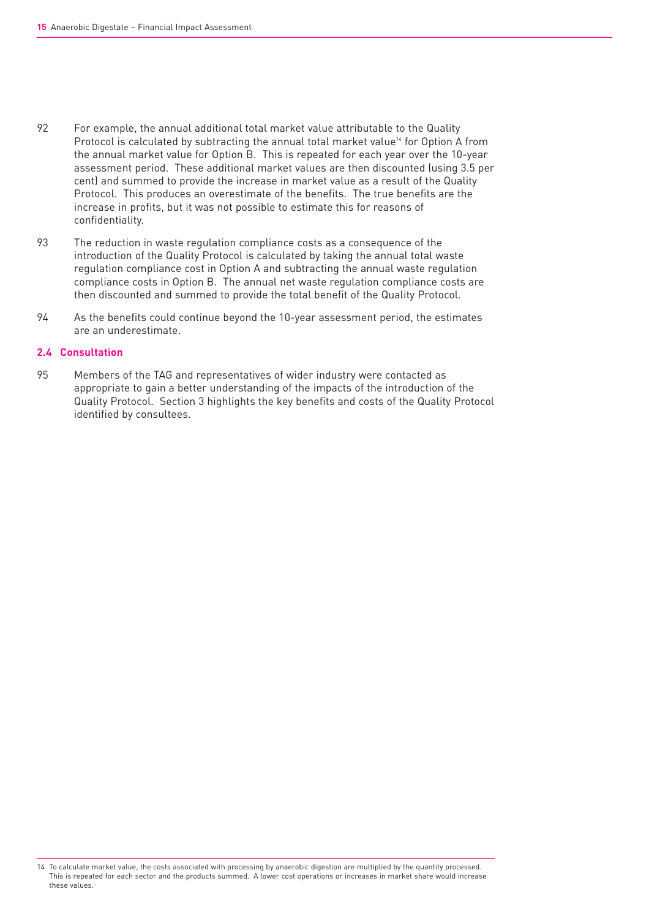92 For example, the annual additional total market value attributable to the Quality Protocol is calculated by subtracting the annual total market value[14] for Option A from the annual market value for Option B. This is repeated for each year over the 10-year assessment period. These additional market values are then discounted (using 3.5 per cent) and summed to provide the increase in market value as a result of the Quality Protocol. This produces an overestimate of the benefits. The true benefits are the increase in profits, but it was not possible to estimate this for reasons of confidentiality.

93 The reduction in waste regulation compliance costs as a consequence of the introduction of the Quality Protocol is calculated by taking the annual total waste regulation compliance cost in Option A and subtracting the annual waste regulation compliance costs in Option B. The annual net waste regulation compliance costs are then discounted and summed to provide the total benefit of the Quality Protocol.

94 As the benefits could continue beyond the 10-year assessment period, the estimates are an underestimate.

### 2.4 Consultation

95 Members of the TAG and representatives of wider industry were contacted as appropriate to gain a better understanding of the impacts of the introduction of the Quality Protocol. Section 3 highlights the key benefits and costs of the Quality Protocol identified by consultees.

---

14 To calculate market value, the costs associated with processing by anaerobic digestion are multiplied by the quantity processed. This is repeated for each sector and the products summed. A lower cost operations or increases in market share would increase these values.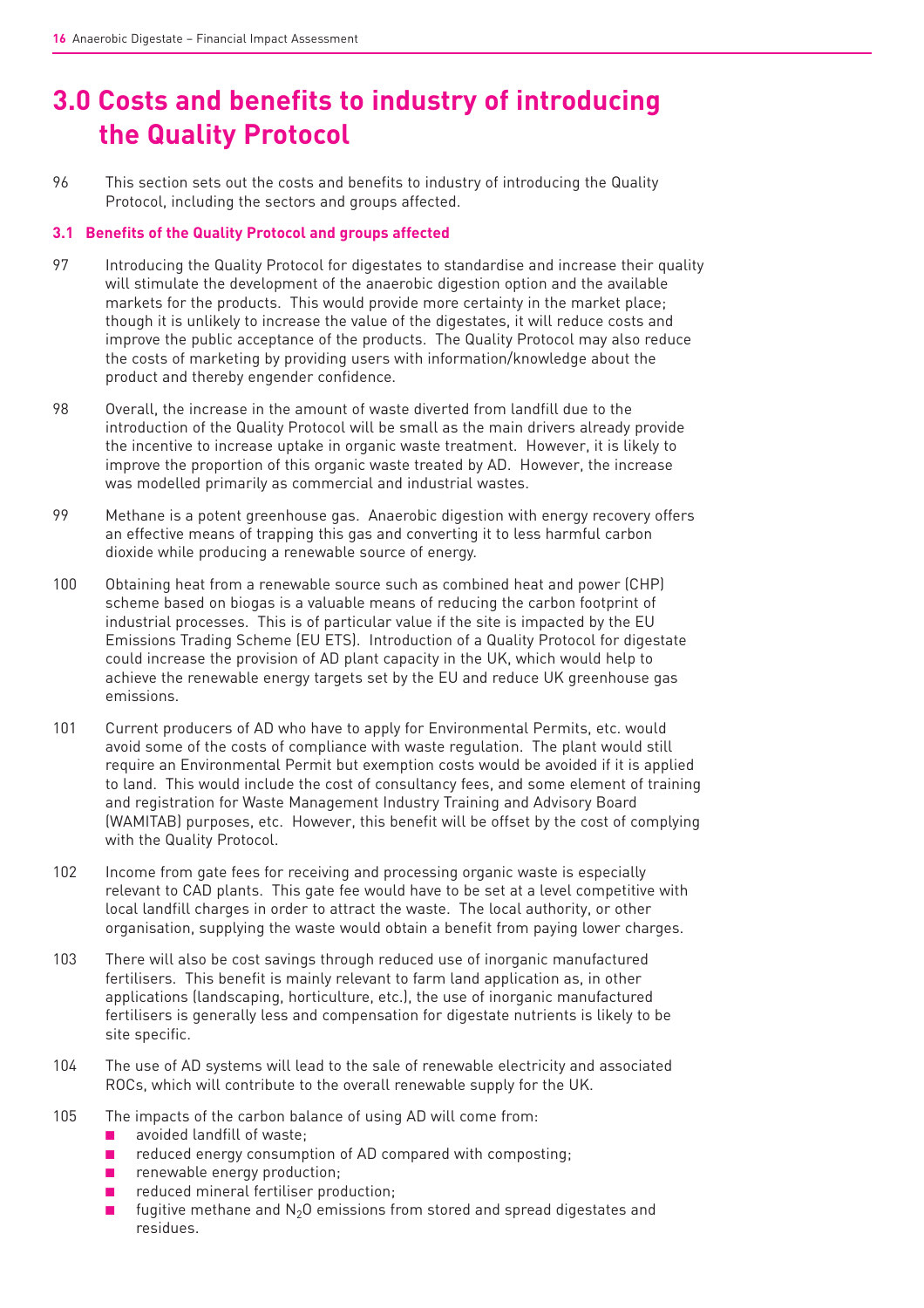# 3.0 Costs and benefits to industry of introducing the Quality Protocol

96 This section sets out the costs and benefits to industry of introducing the Quality Protocol, including the sectors and groups affected.

### 3.1 Benefits of the Quality Protocol and groups affected

97 Introducing the Quality Protocol for digestates to standardise and increase their quality will stimulate the development of the anaerobic digestion option and the available markets for the products. This would provide more certainty in the market place; though it is unlikely to increase the value of the digestates, it will reduce costs and improve the public acceptance of the products. The Quality Protocol may also reduce the costs of marketing by providing users with information/knowledge about the product and thereby engender confidence.

98 Overall, the increase in the amount of waste diverted from landfill due to the introduction of the Quality Protocol will be small as the main drivers already provide the incentive to increase uptake in organic waste treatment. However, it is likely to improve the proportion of this organic waste treated by AD. However, the increase was modelled primarily as commercial and industrial wastes.

99 Methane is a potent greenhouse gas. Anaerobic digestion with energy recovery offers an effective means of trapping this gas and converting it to less harmful carbon dioxide while producing a renewable source of energy.

100 Obtaining heat from a renewable source such as combined heat and power (CHP) scheme based on biogas is a valuable means of reducing the carbon footprint of industrial processes. This is of particular value if the site is impacted by the EU Emissions Trading Scheme (EU ETS). Introduction of a Quality Protocol for digestate could increase the provision of AD plant capacity in the UK, which would help to achieve the renewable energy targets set by the EU and reduce UK greenhouse gas emissions.

101 Current producers of AD who have to apply for Environmental Permits, etc. would avoid some of the costs of compliance with waste regulation. The plant would still require an Environmental Permit but exemption costs would be avoided if it is applied to land. This would include the cost of consultancy fees, and some element of training and registration for Waste Management Industry Training and Advisory Board (WAMITAB) purposes, etc. However, this benefit will be offset by the cost of complying with the Quality Protocol.

102 Income from gate fees for receiving and processing organic waste is especially relevant to CAD plants. This gate fee would have to be set at a level competitive with local landfill charges in order to attract the waste. The local authority, or other organisation, supplying the waste would obtain a benefit from paying lower charges.

103 There will also be cost savings through reduced use of inorganic manufactured fertilisers. This benefit is mainly relevant to farm land application as, in other applications (landscaping, horticulture, etc.), the use of inorganic manufactured fertilisers is generally less and compensation for digestate nutrients is likely to be site specific.

104 The use of AD systems will lead to the sale of renewable electricity and associated ROCs, which will contribute to the overall renewable supply for the UK.

105 The impacts of the carbon balance of using AD will come from:

- avoided landfill of waste;
- reduced energy consumption of AD compared with composting;
- renewable energy production;
- reduced mineral fertiliser production;
- fugitive methane and $N_2O$ emissions from stored and spread digestates and residues.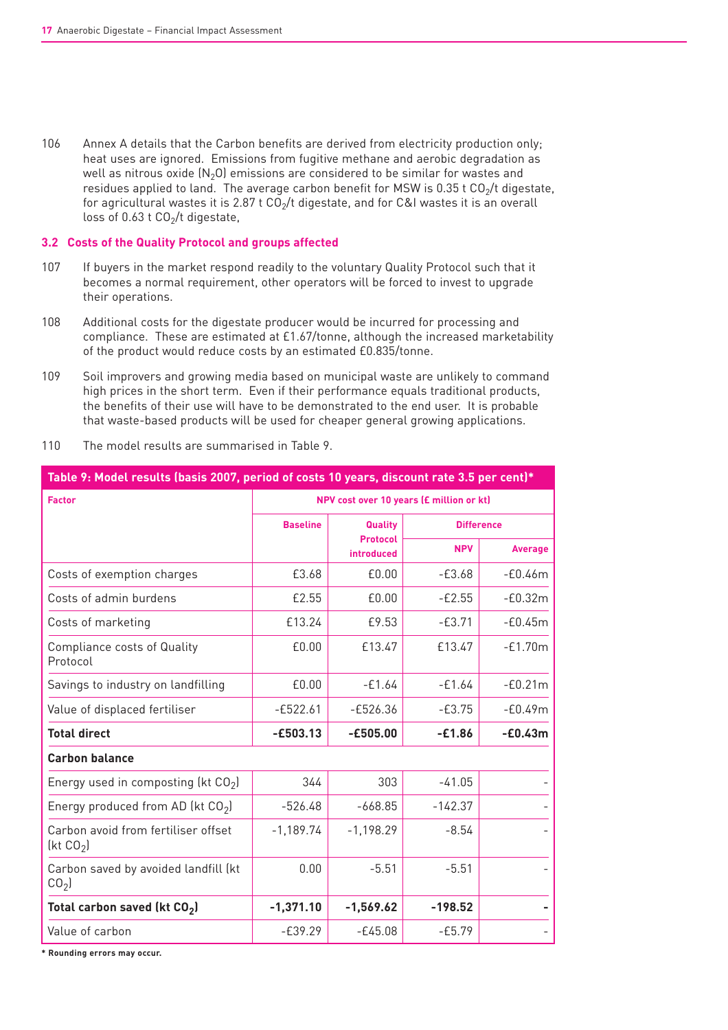106 Annex A details that the Carbon benefits are derived from electricity production only; heat uses are ignored. Emissions from fugitive methane and aerobic degradation as well as nitrous oxide ($N_2O$) emissions are considered to be similar for wastes and residues applied to land. The average carbon benefit for MSW is 0.35 t $CO_2$/t digestate, for agricultural wastes it is 2.87 t $CO_2$/t digestate, and for C&I wastes it is an overall loss of 0.63 t $CO_2$/t digestate,

### 3.2 Costs of the Quality Protocol and groups affected

107 If buyers in the market respond readily to the voluntary Quality Protocol such that it becomes a normal requirement, other operators will be forced to invest to upgrade their operations.

108 Additional costs for the digestate producer would be incurred for processing and compliance. These are estimated at £1.67/tonne, although the increased marketability of the product would reduce costs by an estimated £0.835/tonne.

109 Soil improvers and growing media based on municipal waste are unlikely to command high prices in the short term. Even if their performance equals traditional products, the benefits of their use will have to be demonstrated to the end user. It is probable that waste-based products will be used for cheaper general growing applications.

110 The model results are summarised in Table 9.

**Table 9: Model results (basis 2007, period of costs 10 years, discount rate 3.5 per cent)***

| Factor | NPV cost over 10 years (£ million or kt) | | | |
|---|---|---|---|---|
| | Baseline | Quality Protocol introduced | Difference | |
| | | | NPV | Average |
| Costs of exemption charges | £3.68 | £0.00 | -£3.68 | -£0.46m |
| Costs of admin burdens | £2.55 | £0.00 | -£2.55 | -£0.32m |
| Costs of marketing | £13.24 | £9.53 | -£3.71 | -£0.45m |
| Compliance costs of Quality Protocol | £0.00 | £13.47 | £13.47 | -£1.70m |
| Savings to industry on landfilling | £0.00 | -£1.64 | -£1.64 | -£0.21m |
| Value of displaced fertiliser | -£522.61 | -£526.36 | -£3.75 | -£0.49m |
| **Total direct** | **-£503.13** | **-£505.00** | **-£1.86** | **-£0.43m** |
| **Carbon balance** | | | | |
| Energy used in composting (kt $CO_2$) | 344 | 303 | -41.05 | - |
| Energy produced from AD (kt $CO_2$) | -526.48 | -668.85 | -142.37 | - |
| Carbon avoid from fertiliser offset (kt $CO_2$) | -1,189.74 | -1,198.29 | -8.54 | - |
| Carbon saved by avoided landfill (kt $CO_2$) | 0.00 | -5.51 | -5.51 | - |
| **Total carbon saved (kt $CO_2$)** | **-1,371.10** | **-1,569.62** | **-198.52** | **-** |
| Value of carbon | -£39.29 | -£45.08 | -£5.79 | - |

**\* Rounding errors may occur.**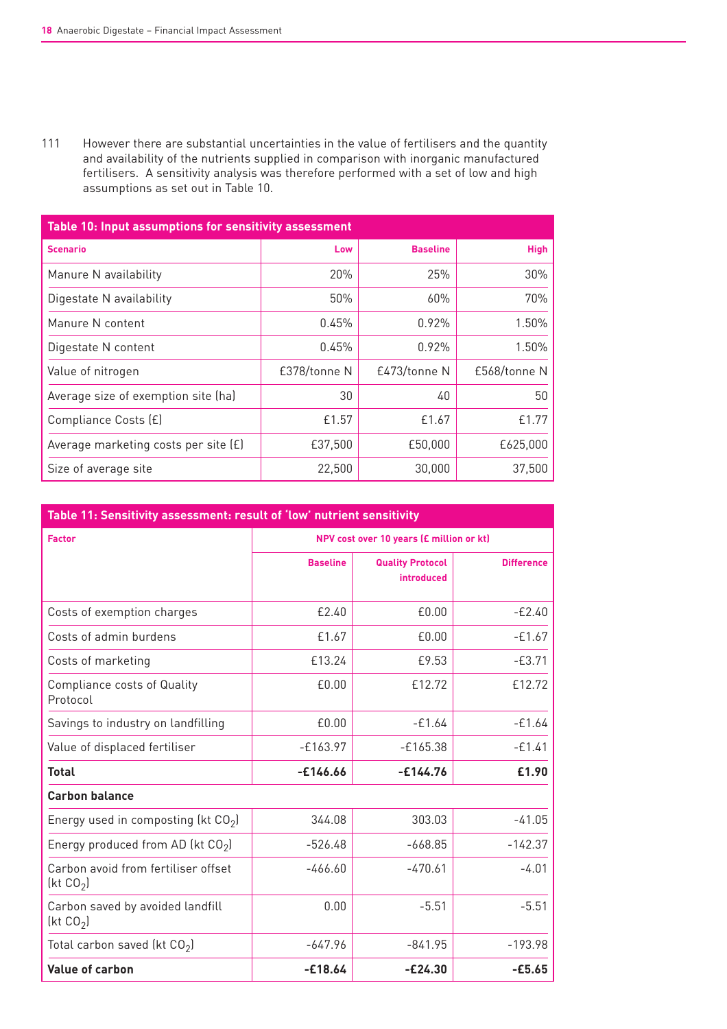111 However there are substantial uncertainties in the value of fertilisers and the quantity and availability of the nutrients supplied in comparison with inorganic manufactured fertilisers. A sensitivity analysis was therefore performed with a set of low and high assumptions as set out in Table 10.

**Table 10: Input assumptions for sensitivity assessment**

| Scenario | Low | Baseline | High |
|---|---|---|---|
| Manure N availability | 20% | 25% | 30% |
| Digestate N availability | 50% | 60% | 70% |
| Manure N content | 0.45% | 0.92% | 1.50% |
| Digestate N content | 0.45% | 0.92% | 1.50% |
| Value of nitrogen | £378/tonne N | £473/tonne N | £568/tonne N |
| Average size of exemption site (ha) | 30 | 40 | 50 |
| Compliance Costs (£) | £1.57 | £1.67 | £1.77 |
| Average marketing costs per site (£) | £37,500 | £50,000 | £625,000 |
| Size of average site | 22,500 | 30,000 | 37,500 |

**Table 11: Sensitivity assessment: result of 'low' nutrient sensitivity**

| Factor | NPV cost over 10 years (£ million or kt) | | |
|---|---|---|---|
| | Baseline | Quality Protocol introduced | Difference |
| Costs of exemption charges | £2.40 | £0.00 | -£2.40 |
| Costs of admin burdens | £1.67 | £0.00 | -£1.67 |
| Costs of marketing | £13.24 | £9.53 | -£3.71 |
| Compliance costs of Quality Protocol | £0.00 | £12.72 | £12.72 |
| Savings to industry on landfilling | £0.00 | -£1.64 | -£1.64 |
| Value of displaced fertiliser | -£163.97 | -£165.38 | -£1.41 |
| **Total** | **-£146.66** | **-£144.76** | **£1.90** |
| **Carbon balance** | | | |
| Energy used in composting (kt $CO_2$) | 344.08 | 303.03 | -41.05 |
| Energy produced from AD (kt $CO_2$) | -526.48 | -668.85 | -142.37 |
| Carbon avoid from fertiliser offset (kt $CO_2$) | -466.60 | -470.61 | -4.01 |
| Carbon saved by avoided landfill (kt $CO_2$) | 0.00 | -5.51 | -5.51 |
| Total carbon saved (kt $CO_2$) | -647.96 | -841.95 | -193.98 |
| **Value of carbon** | **-£18.64** | **-£24.30** | **-£5.65** |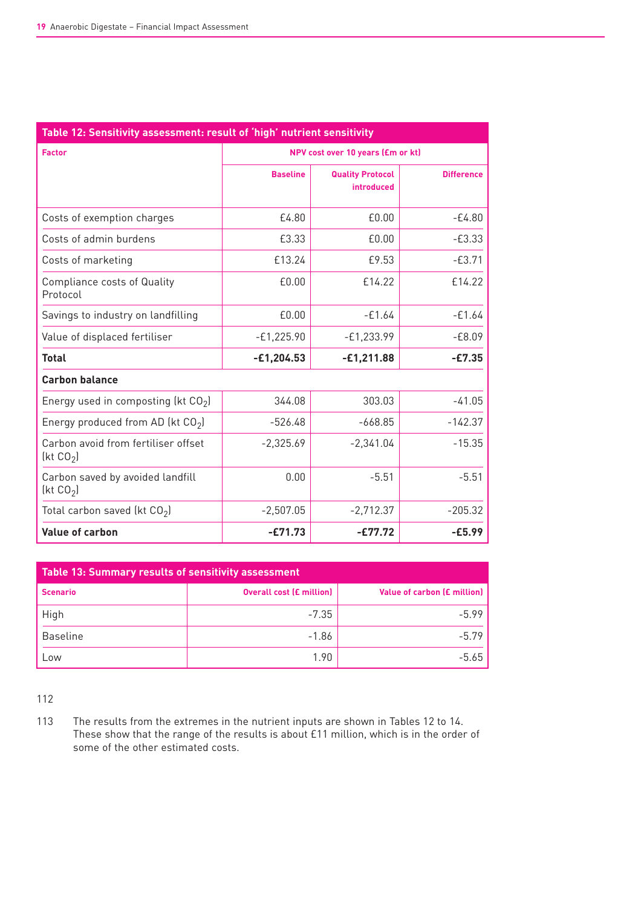**Table 12: Sensitivity assessment: result of 'high' nutrient sensitivity**

| Factor | NPV cost over 10 years (£m or kt) | | |
|---|---|---|---|
| | Baseline | Quality Protocol introduced | Difference |
| Costs of exemption charges | £4.80 | £0.00 | -£4.80 |
| Costs of admin burdens | £3.33 | £0.00 | -£3.33 |
| Costs of marketing | £13.24 | £9.53 | -£3.71 |
| Compliance costs of Quality Protocol | £0.00 | £14.22 | £14.22 |
| Savings to industry on landfilling | £0.00 | -£1.64 | -£1.64 |
| Value of displaced fertiliser | -£1,225.90 | -£1,233.99 | -£8.09 |
| **Total** | **-£1,204.53** | **-£1,211.88** | **-£7.35** |
| **Carbon balance** | | | |
| Energy used in composting (kt $CO_2$) | 344.08 | 303.03 | -41.05 |
| Energy produced from AD (kt $CO_2$) | -526.48 | -668.85 | -142.37 |
| Carbon avoid from fertiliser offset (kt $CO_2$) | -2,325.69 | -2,341.04 | -15.35 |
| Carbon saved by avoided landfill (kt $CO_2$) | 0.00 | -5.51 | -5.51 |
| Total carbon saved (kt $CO_2$) | -2,507.05 | -2,712.37 | -205.32 |
| **Value of carbon** | **-£71.73** | **-£77.72** | **-£5.99** |

**Table 13: Summary results of sensitivity assessment**

| Scenario | Overall cost (£ million) | Value of carbon (£ million) |
|---|---|---|
| High | -7.35 | -5.99 |
| Baseline | -1.86 | -5.79 |
| Low | 1.90 | -5.65 |

112

113 The results from the extremes in the nutrient inputs are shown in Tables 12 to 14. These show that the range of the results is about £11 million, which is in the order of some of the other estimated costs.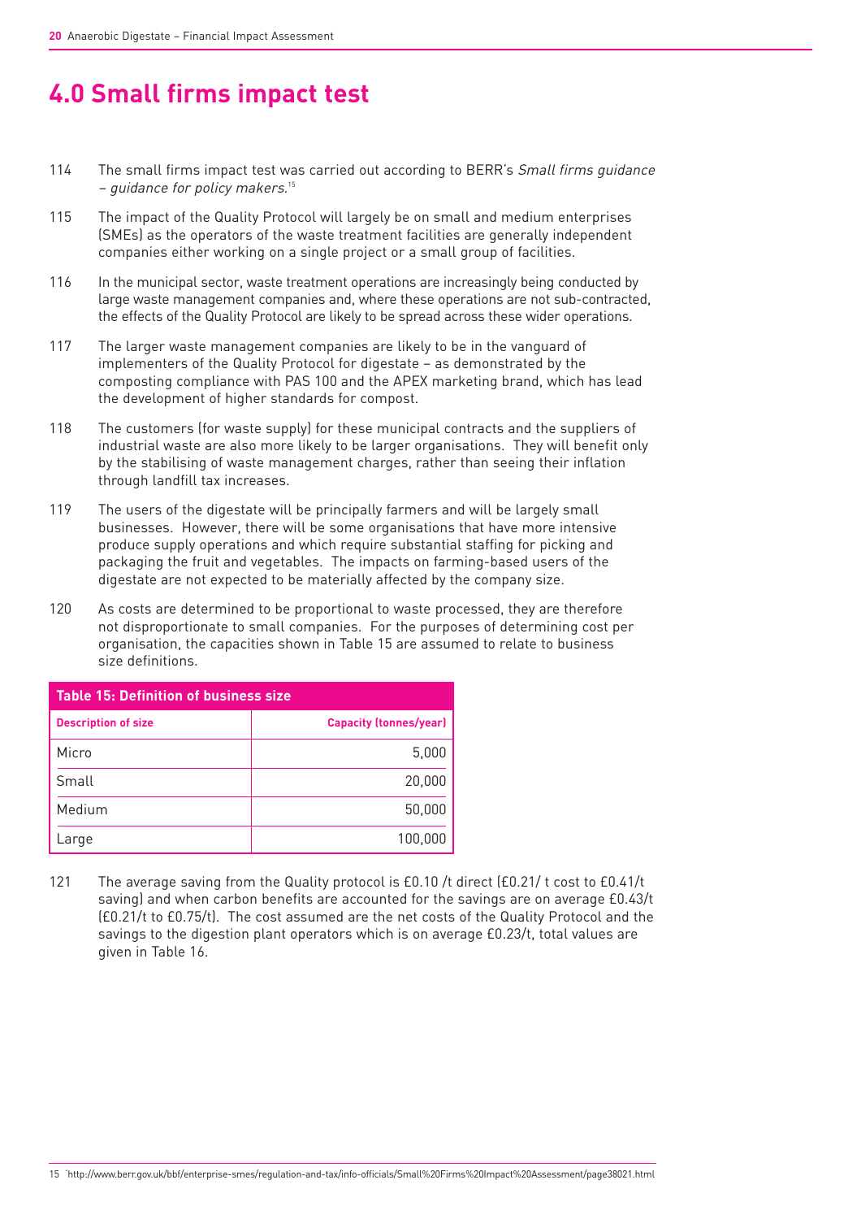# 4.0 Small firms impact test

114 The small firms impact test was carried out according to BERR's *Small firms guidance – guidance for policy makers*.[15]

115 The impact of the Quality Protocol will largely be on small and medium enterprises (SMEs) as the operators of the waste treatment facilities are generally independent companies either working on a single project or a small group of facilities.

116 In the municipal sector, waste treatment operations are increasingly being conducted by large waste management companies and, where these operations are not sub-contracted, the effects of the Quality Protocol are likely to be spread across these wider operations.

117 The larger waste management companies are likely to be in the vanguard of implementers of the Quality Protocol for digestate – as demonstrated by the composting compliance with PAS 100 and the APEX marketing brand, which has lead the development of higher standards for compost.

118 The customers (for waste supply) for these municipal contracts and the suppliers of industrial waste are also more likely to be larger organisations. They will benefit only by the stabilising of waste management charges, rather than seeing their inflation through landfill tax increases.

119 The users of the digestate will be principally farmers and will be largely small businesses. However, there will be some organisations that have more intensive produce supply operations and which require substantial staffing for picking and packaging the fruit and vegetables. The impacts on farming-based users of the digestate are not expected to be materially affected by the company size.

120 As costs are determined to be proportional to waste processed, they are therefore not disproportionate to small companies. For the purposes of determining cost per organisation, the capacities shown in Table 15 are assumed to relate to business size definitions.

| Table 15: Definition of business size | |
|---|---|
| **Description of size** | **Capacity (tonnes/year)** |
| Micro | 5,000 |
| Small | 20,000 |
| Medium | 50,000 |
| Large | 100,000 |

121 The average saving from the Quality protocol is £0.10 /t direct (£0.21/ t cost to £0.41/t saving) and when carbon benefits are accounted for the savings are on average £0.43/t (£0.21/t to £0.75/t). The cost assumed are the net costs of the Quality Protocol and the savings to the digestion plant operators which is on average £0.23/t, total values are given in Table 16.

15 http://www.berr.gov.uk/bbf/enterprise-smes/regulation-and-tax/info-officials/Small%20Firms%20Impact%20Assessment/page38021.html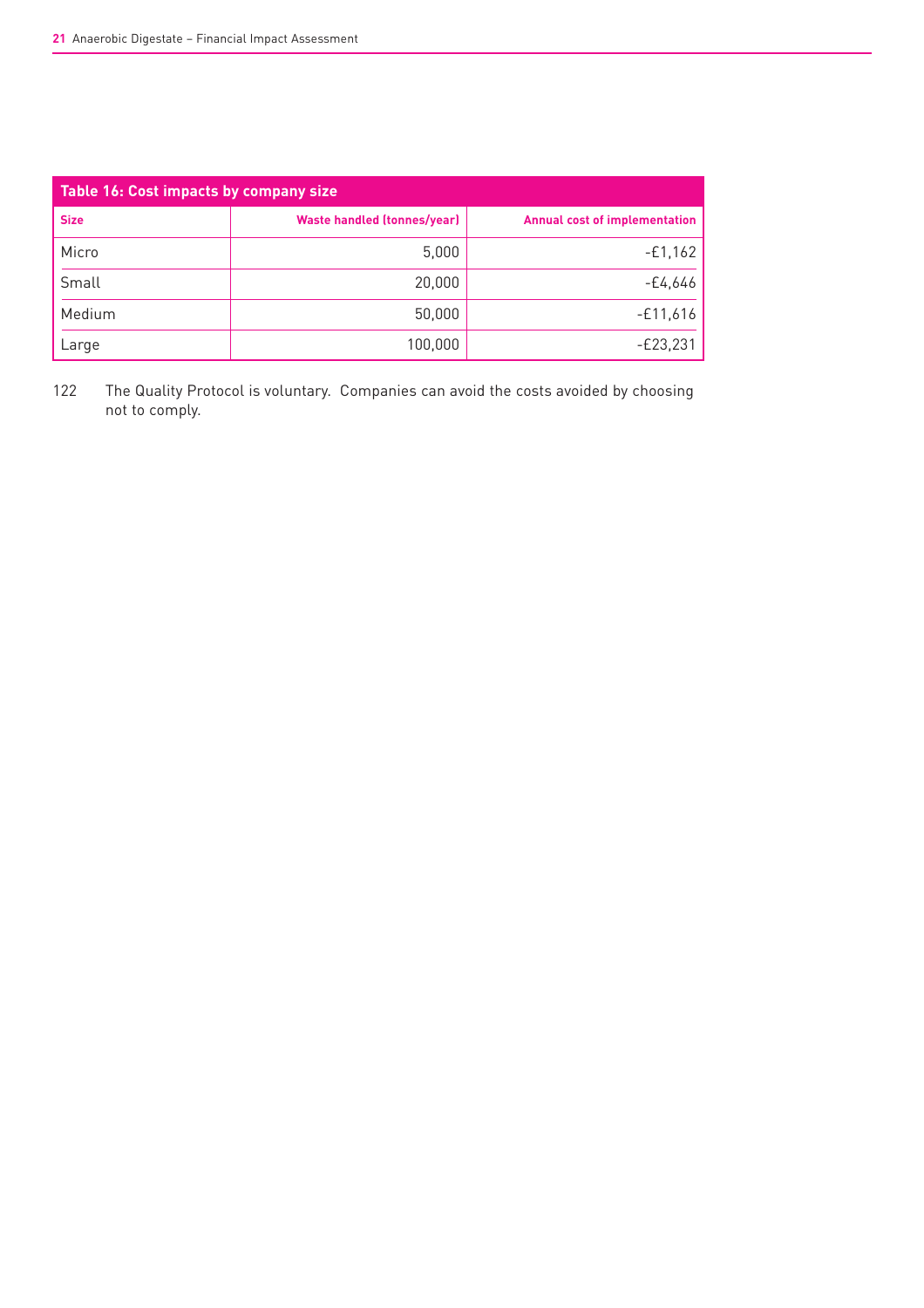**Table 16: Cost impacts by company size**

| Size | Waste handled (tonnes/year) | Annual cost of implementation |
|---|---|---|
| Micro | 5,000 | -£1,162 |
| Small | 20,000 | -£4,646 |
| Medium | 50,000 | -£11,616 |
| Large | 100,000 | -£23,231 |

122 The Quality Protocol is voluntary. Companies can avoid the costs avoided by choosing not to comply.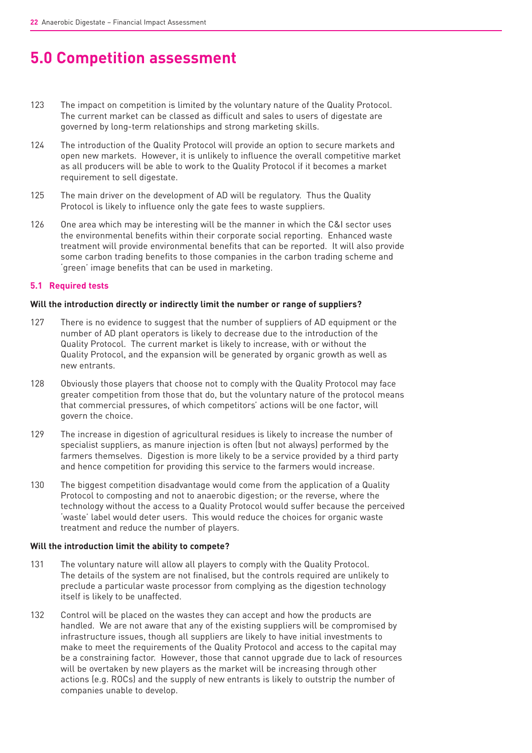# 5.0 Competition assessment

123 The impact on competition is limited by the voluntary nature of the Quality Protocol. The current market can be classed as difficult and sales to users of digestate are governed by long-term relationships and strong marketing skills.

124 The introduction of the Quality Protocol will provide an option to secure markets and open new markets. However, it is unlikely to influence the overall competitive market as all producers will be able to work to the Quality Protocol if it becomes a market requirement to sell digestate.

125 The main driver on the development of AD will be regulatory. Thus the Quality Protocol is likely to influence only the gate fees to waste suppliers.

126 One area which may be interesting will be the manner in which the C&I sector uses the environmental benefits within their corporate social reporting. Enhanced waste treatment will provide environmental benefits that can be reported. It will also provide some carbon trading benefits to those companies in the carbon trading scheme and 'green' image benefits that can be used in marketing.

## 5.1 Required tests

**Will the introduction directly or indirectly limit the number or range of suppliers?**

127 There is no evidence to suggest that the number of suppliers of AD equipment or the number of AD plant operators is likely to decrease due to the introduction of the Quality Protocol. The current market is likely to increase, with or without the Quality Protocol, and the expansion will be generated by organic growth as well as new entrants.

128 Obviously those players that choose not to comply with the Quality Protocol may face greater competition from those that do, but the voluntary nature of the protocol means that commercial pressures, of which competitors' actions will be one factor, will govern the choice.

129 The increase in digestion of agricultural residues is likely to increase the number of specialist suppliers, as manure injection is often (but not always) performed by the farmers themselves. Digestion is more likely to be a service provided by a third party and hence competition for providing this service to the farmers would increase.

130 The biggest competition disadvantage would come from the application of a Quality Protocol to composting and not to anaerobic digestion; or the reverse, where the technology without the access to a Quality Protocol would suffer because the perceived 'waste' label would deter users. This would reduce the choices for organic waste treatment and reduce the number of players.

**Will the introduction limit the ability to compete?**

131 The voluntary nature will allow all players to comply with the Quality Protocol. The details of the system are not finalised, but the controls required are unlikely to preclude a particular waste processor from complying as the digestion technology itself is likely to be unaffected.

132 Control will be placed on the wastes they can accept and how the products are handled. We are not aware that any of the existing suppliers will be compromised by infrastructure issues, though all suppliers are likely to have initial investments to make to meet the requirements of the Quality Protocol and access to the capital may be a constraining factor. However, those that cannot upgrade due to lack of resources will be overtaken by new players as the market will be increasing through other actions (e.g. ROCs) and the supply of new entrants is likely to outstrip the number of companies unable to develop.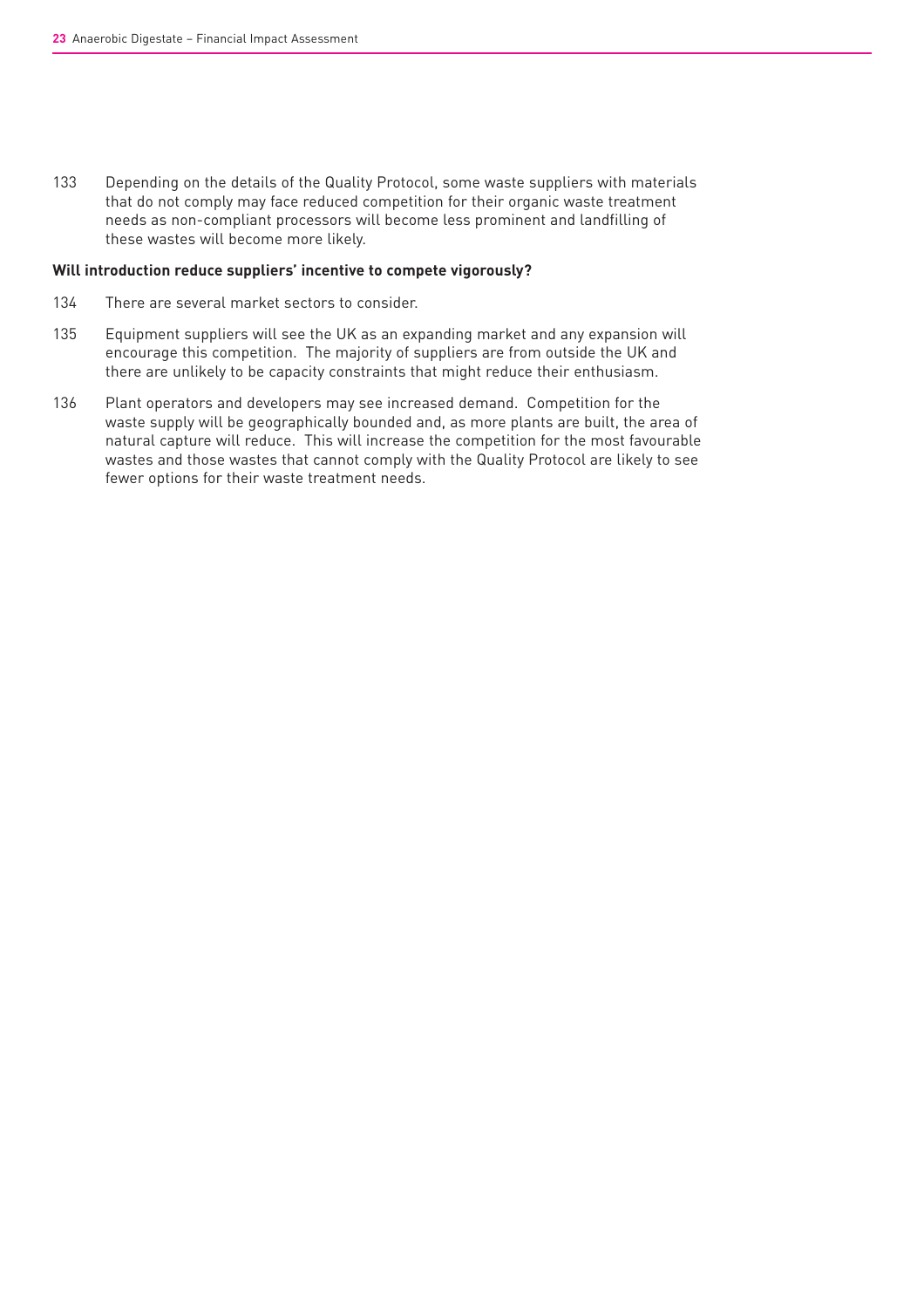133 Depending on the details of the Quality Protocol, some waste suppliers with materials that do not comply may face reduced competition for their organic waste treatment needs as non-compliant processors will become less prominent and landfilling of these wastes will become more likely.

**Will introduction reduce suppliers' incentive to compete vigorously?**

134 There are several market sectors to consider.

135 Equipment suppliers will see the UK as an expanding market and any expansion will encourage this competition. The majority of suppliers are from outside the UK and there are unlikely to be capacity constraints that might reduce their enthusiasm.

136 Plant operators and developers may see increased demand. Competition for the waste supply will be geographically bounded and, as more plants are built, the area of natural capture will reduce. This will increase the competition for the most favourable wastes and those wastes that cannot comply with the Quality Protocol are likely to see fewer options for their waste treatment needs.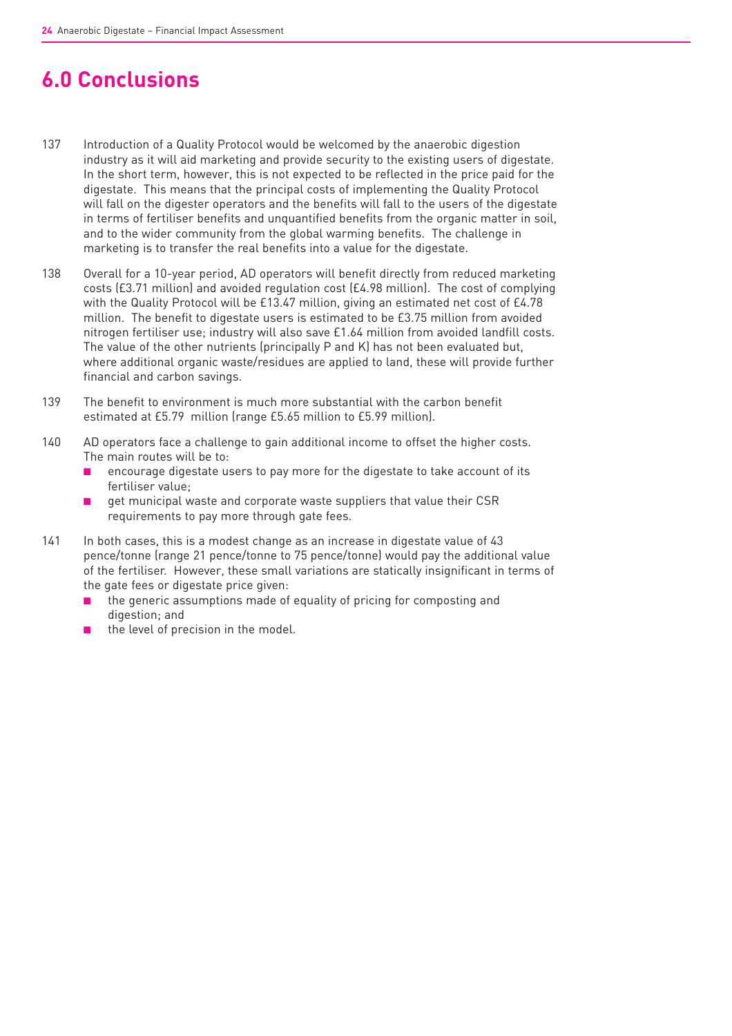# 6.0 Conclusions

137 Introduction of a Quality Protocol would be welcomed by the anaerobic digestion industry as it will aid marketing and provide security to the existing users of digestate. In the short term, however, this is not expected to be reflected in the price paid for the digestate. This means that the principal costs of implementing the Quality Protocol will fall on the digester operators and the benefits will fall to the users of the digestate in terms of fertiliser benefits and unquantified benefits from the organic matter in soil, and to the wider community from the global warming benefits. The challenge in marketing is to transfer the real benefits into a value for the digestate.

138 Overall for a 10-year period, AD operators will benefit directly from reduced marketing costs (£3.71 million) and avoided regulation cost (£4.98 million). The cost of complying with the Quality Protocol will be £13.47 million, giving an estimated net cost of £4.78 million. The benefit to digestate users is estimated to be £3.75 million from avoided nitrogen fertiliser use; industry will also save £1.64 million from avoided landfill costs. The value of the other nutrients (principally P and K) has not been evaluated but, where additional organic waste/residues are applied to land, these will provide further financial and carbon savings.

139 The benefit to environment is much more substantial with the carbon benefit estimated at £5.79 million (range £5.65 million to £5.99 million).

140 AD operators face a challenge to gain additional income to offset the higher costs. The main routes will be to:

- encourage digestate users to pay more for the digestate to take account of its fertiliser value;
- get municipal waste and corporate waste suppliers that value their CSR requirements to pay more through gate fees.

141 In both cases, this is a modest change as an increase in digestate value of 43 pence/tonne (range 21 pence/tonne to 75 pence/tonne) would pay the additional value of the fertiliser. However, these small variations are statically insignificant in terms of the gate fees or digestate price given:

- the generic assumptions made of equality of pricing for composting and digestion; and
- the level of precision in the model.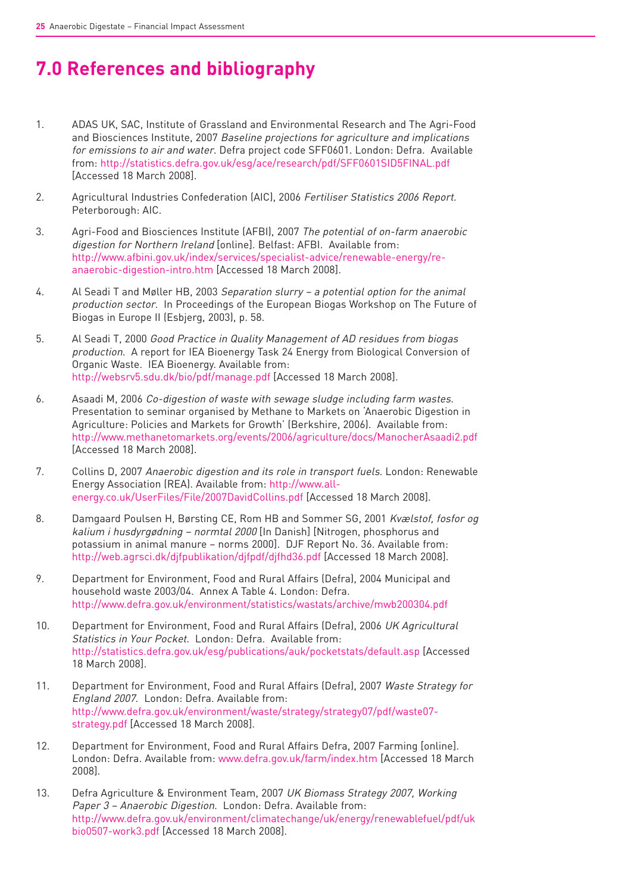# 7.0 References and bibliography

1. ADAS UK, SAC, Institute of Grassland and Environmental Research and The Agri-Food and Biosciences Institute, 2007 *Baseline projections for agriculture and implications for emissions to air and water*. Defra project code SFF0601. London: Defra. Available from: http://statistics.defra.gov.uk/esg/ace/research/pdf/SFF0601SID5FINAL.pdf [Accessed 18 March 2008].

2. Agricultural Industries Confederation (AIC), 2006 *Fertiliser Statistics 2006 Report*. Peterborough: AIC.

3. Agri-Food and Biosciences Institute (AFBI), 2007 *The potential of on-farm anaerobic digestion for Northern Ireland* [online]. Belfast: AFBI. Available from: http://www.afbini.gov.uk/index/services/specialist-advice/renewable-energy/re-anaerobic-digestion-intro.htm [Accessed 18 March 2008].

4. Al Seadi T and Møller HB, 2003 *Separation slurry – a potential option for the animal production sector*. In Proceedings of the European Biogas Workshop on The Future of Biogas in Europe II (Esbjerg, 2003), p. 58.

5. Al Seadi T, 2000 *Good Practice in Quality Management of AD residues from biogas production*. A report for IEA Bioenergy Task 24 Energy from Biological Conversion of Organic Waste. IEA Bioenergy. Available from: http://websrv5.sdu.dk/bio/pdf/manage.pdf [Accessed 18 March 2008].

6. Asaadi M, 2006 *Co-digestion of waste with sewage sludge including farm wastes*. Presentation to seminar organised by Methane to Markets on 'Anaerobic Digestion in Agriculture: Policies and Markets for Growth' (Berkshire, 2006). Available from: http://www.methanetomarkets.org/events/2006/agriculture/docs/ManocherAsaadi2.pdf [Accessed 18 March 2008].

7. Collins D, 2007 *Anaerobic digestion and its role in transport fuels*. London: Renewable Energy Association (REA). Available from: http://www.all-energy.co.uk/UserFiles/File/2007DavidCollins.pdf [Accessed 18 March 2008].

8. Damgaard Poulsen H, Børsting CE, Rom HB and Sommer SG, 2001 *Kvælstof, fosfor og kalium i husdyrgødning – normtal 2000* [In Danish] [Nitrogen, phosphorus and potassium in animal manure – norms 2000]. DJF Report No. 36. Available from: http://web.agrsci.dk/djfpublikation/djfpdf/djfhd36.pdf [Accessed 18 March 2008].

9. Department for Environment, Food and Rural Affairs (Defra), 2004 Municipal and household waste 2003/04. Annex A Table 4. London: Defra. http://www.defra.gov.uk/environment/statistics/wastats/archive/mwb200304.pdf

10. Department for Environment, Food and Rural Affairs (Defra), 2006 *UK Agricultural Statistics in Your Pocket*. London: Defra. Available from: http://statistics.defra.gov.uk/esg/publications/auk/pocketstats/default.asp [Accessed 18 March 2008].

11. Department for Environment, Food and Rural Affairs (Defra), 2007 *Waste Strategy for England 2007*. London: Defra. Available from: http://www.defra.gov.uk/environment/waste/strategy/strategy07/pdf/waste07-strategy.pdf [Accessed 18 March 2008].

12. Department for Environment, Food and Rural Affairs Defra, 2007 Farming [online]. London: Defra. Available from: www.defra.gov.uk/farm/index.htm [Accessed 18 March 2008].

13. Defra Agriculture & Environment Team, 2007 *UK Biomass Strategy 2007, Working Paper 3 – Anaerobic Digestion*. London: Defra. Available from: http://www.defra.gov.uk/environment/climatechange/uk/energy/renewablefuel/pdf/ukbio0507-work3.pdf [Accessed 18 March 2008].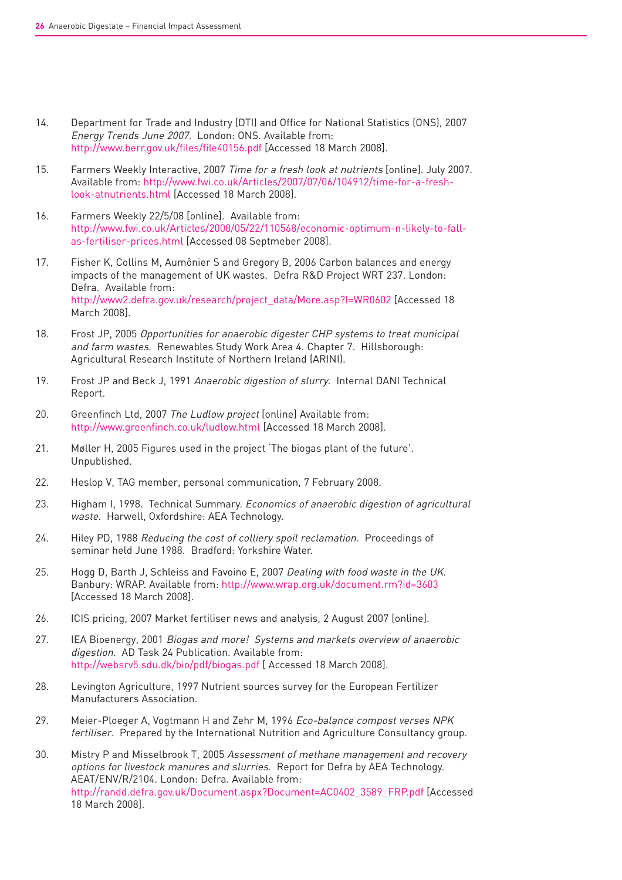14. Department for Trade and Industry (DTI) and Office for National Statistics (ONS), 2007 *Energy Trends June 2007*. London: ONS. Available from: http://www.berr.gov.uk/files/file40156.pdf [Accessed 18 March 2008].

15. Farmers Weekly Interactive, 2007 *Time for a fresh look at nutrients* [online]. July 2007. Available from: http://www.fwi.co.uk/Articles/2007/07/06/104912/time-for-a-fresh-look-atnutrients.html [Accessed 18 March 2008].

16. Farmers Weekly 22/5/08 [online]. Available from: http://www.fwi.co.uk/Articles/2008/05/22/110568/economic-optimum-n-likely-to-fall-as-fertiliser-prices.html [Accessed 08 Septmeber 2008].

17. Fisher K, Collins M, Aumônier S and Gregory B, 2006 Carbon balances and energy impacts of the management of UK wastes. Defra R&D Project WRT 237. London: Defra. Available from: http://www2.defra.gov.uk/research/project_data/More.asp?I=WR0602 [Accessed 18 March 2008].

18. Frost JP, 2005 *Opportunities for anaerobic digester CHP systems to treat municipal and farm wastes*. Renewables Study Work Area 4. Chapter 7. Hillsborough: Agricultural Research Institute of Northern Ireland (ARINI).

19. Frost JP and Beck J, 1991 *Anaerobic digestion of slurry*. Internal DANI Technical Report.

20. Greenfinch Ltd, 2007 *The Ludlow project* [online] Available from: http://www.greenfinch.co.uk/ludlow.html [Accessed 18 March 2008].

21. Møller H, 2005 Figures used in the project 'The biogas plant of the future'. Unpublished.

22. Heslop V, TAG member, personal communication, 7 February 2008.

23. Higham I, 1998. Technical Summary. *Economics of anaerobic digestion of agricultural waste*. Harwell, Oxfordshire: AEA Technology.

24. Hiley PD, 1988 *Reducing the cost of colliery spoil reclamation*. Proceedings of seminar held June 1988. Bradford: Yorkshire Water.

25. Hogg D, Barth J, Schleiss and Favoino E, 2007 *Dealing with food waste in the UK*. Banbury: WRAP. Available from: http://www.wrap.org.uk/document.rm?id=3603 [Accessed 18 March 2008].

26. ICIS pricing, 2007 Market fertiliser news and analysis, 2 August 2007 [online].

27. IEA Bioenergy, 2001 *Biogas and more! Systems and markets overview of anaerobic digestion*. AD Task 24 Publication. Available from: http://websrv5.sdu.dk/bio/pdf/biogas.pdf [ Accessed 18 March 2008].

28. Levington Agriculture, 1997 Nutrient sources survey for the European Fertilizer Manufacturers Association.

29. Meier-Ploeger A, Vogtmann H and Zehr M, 1996 *Eco-balance compost verses NPK fertiliser*. Prepared by the International Nutrition and Agriculture Consultancy group.

30. Mistry P and Misselbrook T, 2005 *Assessment of methane management and recovery options for livestock manures and slurries*. Report for Defra by AEA Technology. AEAT/ENV/R/2104. London: Defra. Available from: http://randd.defra.gov.uk/Document.aspx?Document=AC0402_3589_FRP.pdf [Accessed 18 March 2008].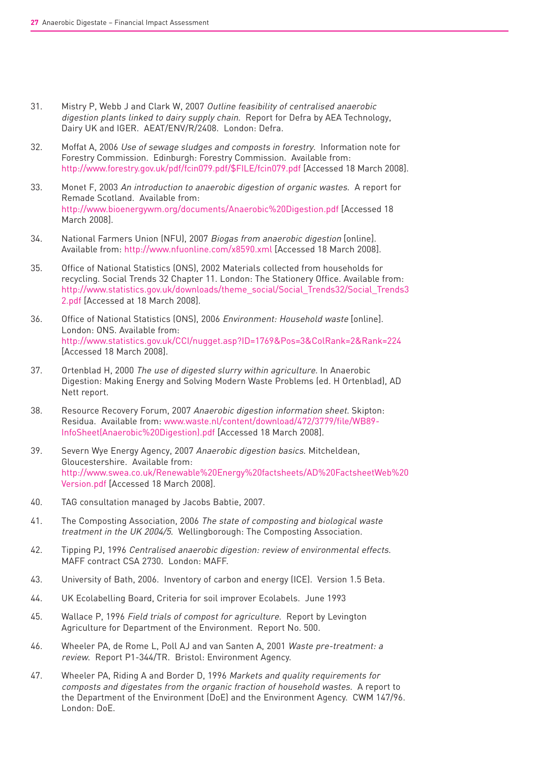31. Mistry P, Webb J and Clark W, 2007 *Outline feasibility of centralised anaerobic digestion plants linked to dairy supply chain.* Report for Defra by AEA Technology, Dairy UK and IGER. AEAT/ENV/R/2408. London: Defra.

32. Moffat A, 2006 *Use of sewage sludges and composts in forestry.* Information note for Forestry Commission. Edinburgh: Forestry Commission. Available from: http://www.forestry.gov.uk/pdf/fcin079.pdf/$FILE/fcin079.pdf [Accessed 18 March 2008].

33. Monet F, 2003 *An introduction to anaerobic digestion of organic wastes.* A report for Remade Scotland. Available from: http://www.bioenergywm.org/documents/Anaerobic%20Digestion.pdf [Accessed 18 March 2008].

34. National Farmers Union (NFU), 2007 *Biogas from anaerobic digestion* [online]. Available from: http://www.nfuonline.com/x8590.xml [Accessed 18 March 2008].

35. Office of National Statistics (ONS), 2002 Materials collected from households for recycling. Social Trends 32 Chapter 11. London: The Stationery Office. Available from: http://www.statistics.gov.uk/downloads/theme_social/Social_Trends32/Social_Trends32.pdf [Accessed at 18 March 2008].

36. Office of National Statistics (ONS), 2006 *Environment: Household waste* [online]. London: ONS. Available from: http://www.statistics.gov.uk/CCI/nugget.asp?ID=1769&Pos=3&ColRank=2&Rank=224 [Accessed 18 March 2008].

37. Ortenblad H, 2000 *The use of digested slurry within agriculture.* In Anaerobic Digestion: Making Energy and Solving Modern Waste Problems (ed. H Ortenblad), AD Nett report.

38. Resource Recovery Forum, 2007 *Anaerobic digestion information sheet.* Skipton: Residua. Available from: www.waste.nl/content/download/472/3779/file/WB89-InfoSheet(Anaerobic%20Digestion).pdf [Accessed 18 March 2008].

39. Severn Wye Energy Agency, 2007 *Anaerobic digestion basics.* Mitcheldean, Gloucestershire. Available from: http://www.swea.co.uk/Renewable%20Energy%20factsheets/AD%20FactsheetWeb%20Version.pdf [Accessed 18 March 2008].

40. TAG consultation managed by Jacobs Babtie, 2007.

41. The Composting Association, 2006 *The state of composting and biological waste treatment in the UK 2004/5.* Wellingborough: The Composting Association.

42. Tipping PJ, 1996 *Centralised anaerobic digestion: review of environmental effects.* MAFF contract CSA 2730. London: MAFF.

43. University of Bath, 2006. Inventory of carbon and energy (ICE). Version 1.5 Beta.

44. UK Ecolabelling Board, Criteria for soil improver Ecolabels. June 1993

45. Wallace P, 1996 *Field trials of compost for agriculture.* Report by Levington Agriculture for Department of the Environment. Report No. 500.

46. Wheeler PA, de Rome L, Poll AJ and van Santen A, 2001 *Waste pre-treatment: a review.* Report P1-344/TR. Bristol: Environment Agency.

47. Wheeler PA, Riding A and Border D, 1996 *Markets and quality requirements for composts and digestates from the organic fraction of household wastes.* A report to the Department of the Environment (DoE) and the Environment Agency. CWM 147/96. London: DoE.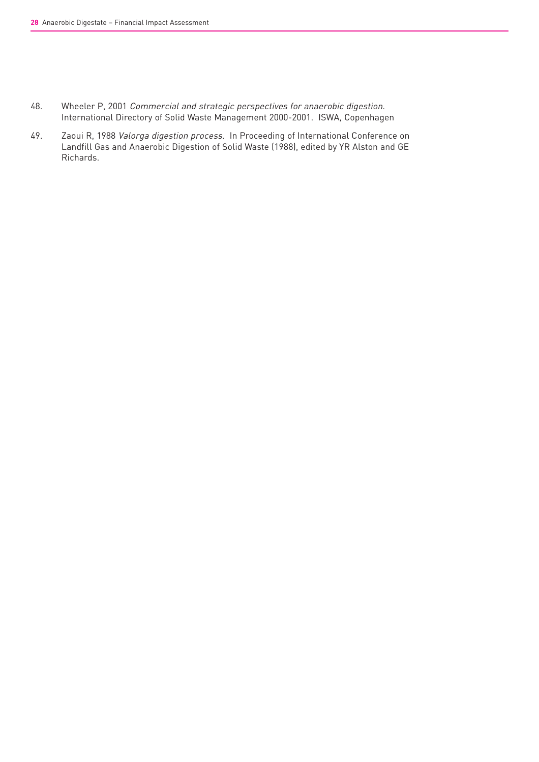48. Wheeler P, 2001 *Commercial and strategic perspectives for anaerobic digestion*. International Directory of Solid Waste Management 2000-2001. ISWA, Copenhagen

49. Zaoui R, 1988 *Valorga digestion process*. In Proceeding of International Conference on Landfill Gas and Anaerobic Digestion of Solid Waste (1988), edited by YR Alston and GE Richards.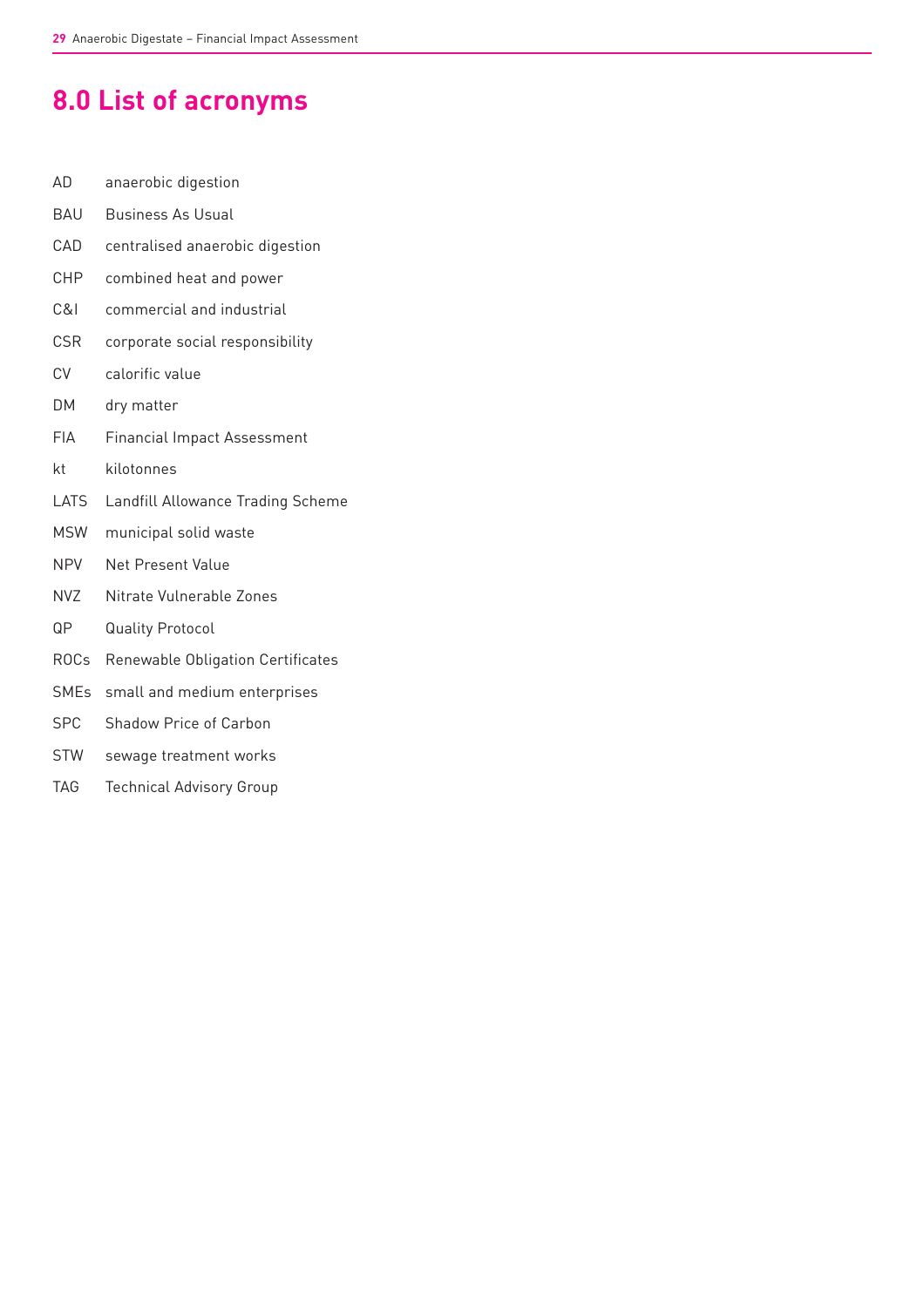# 8.0 List of acronyms

| | |
|---|---|
| AD | anaerobic digestion |
| BAU | Business As Usual |
| CAD | centralised anaerobic digestion |
| CHP | combined heat and power |
| C&I | commercial and industrial |
| CSR | corporate social responsibility |
| CV | calorific value |
| DM | dry matter |
| FIA | Financial Impact Assessment |
| kt | kilotonnes |
| LATS | Landfill Allowance Trading Scheme |
| MSW | municipal solid waste |
| NPV | Net Present Value |
| NVZ | Nitrate Vulnerable Zones |
| QP | Quality Protocol |
| ROCs | Renewable Obligation Certificates |
| SMEs | small and medium enterprises |
| SPC | Shadow Price of Carbon |
| STW | sewage treatment works |
| TAG | Technical Advisory Group |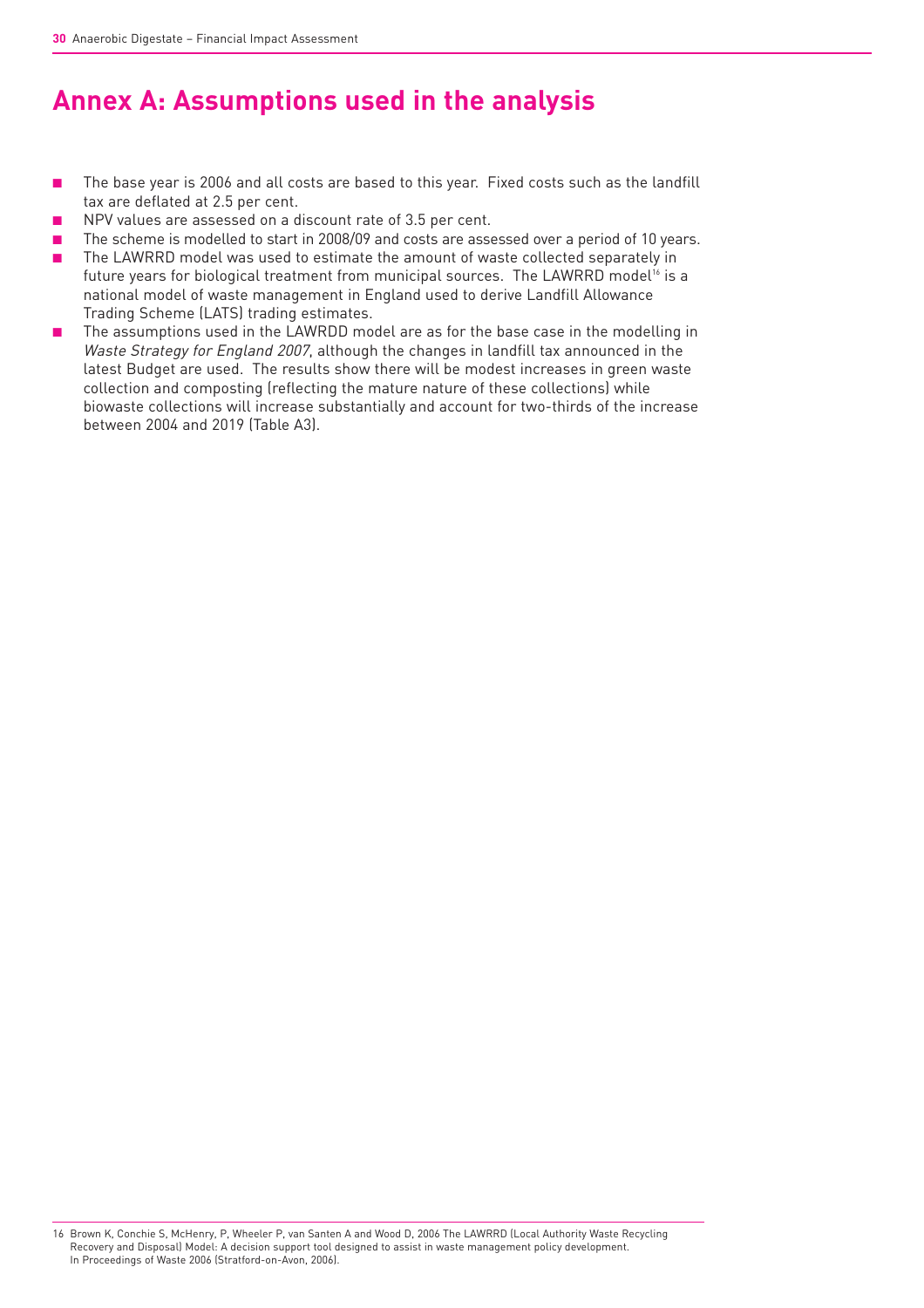# Annex A: Assumptions used in the analysis

- The base year is 2006 and all costs are based to this year. Fixed costs such as the landfill tax are deflated at 2.5 per cent.
- NPV values are assessed on a discount rate of 3.5 per cent.
- The scheme is modelled to start in 2008/09 and costs are assessed over a period of 10 years.
- The LAWRRD model was used to estimate the amount of waste collected separately in future years for biological treatment from municipal sources. The LAWRRD model[16] is a national model of waste management in England used to derive Landfill Allowance Trading Scheme (LATS) trading estimates.
- The assumptions used in the LAWRDD model are as for the base case in the modelling in *Waste Strategy for England 2007*, although the changes in landfill tax announced in the latest Budget are used. The results show there will be modest increases in green waste collection and composting (reflecting the mature nature of these collections) while biowaste collections will increase substantially and account for two-thirds of the increase between 2004 and 2019 (Table A3).

16 Brown K, Conchie S, McHenry, P, Wheeler P, van Santen A and Wood D, 2006 The LAWRRD (Local Authority Waste Recycling Recovery and Disposal) Model: A decision support tool designed to assist in waste management policy development. In Proceedings of Waste 2006 (Stratford-on-Avon, 2006).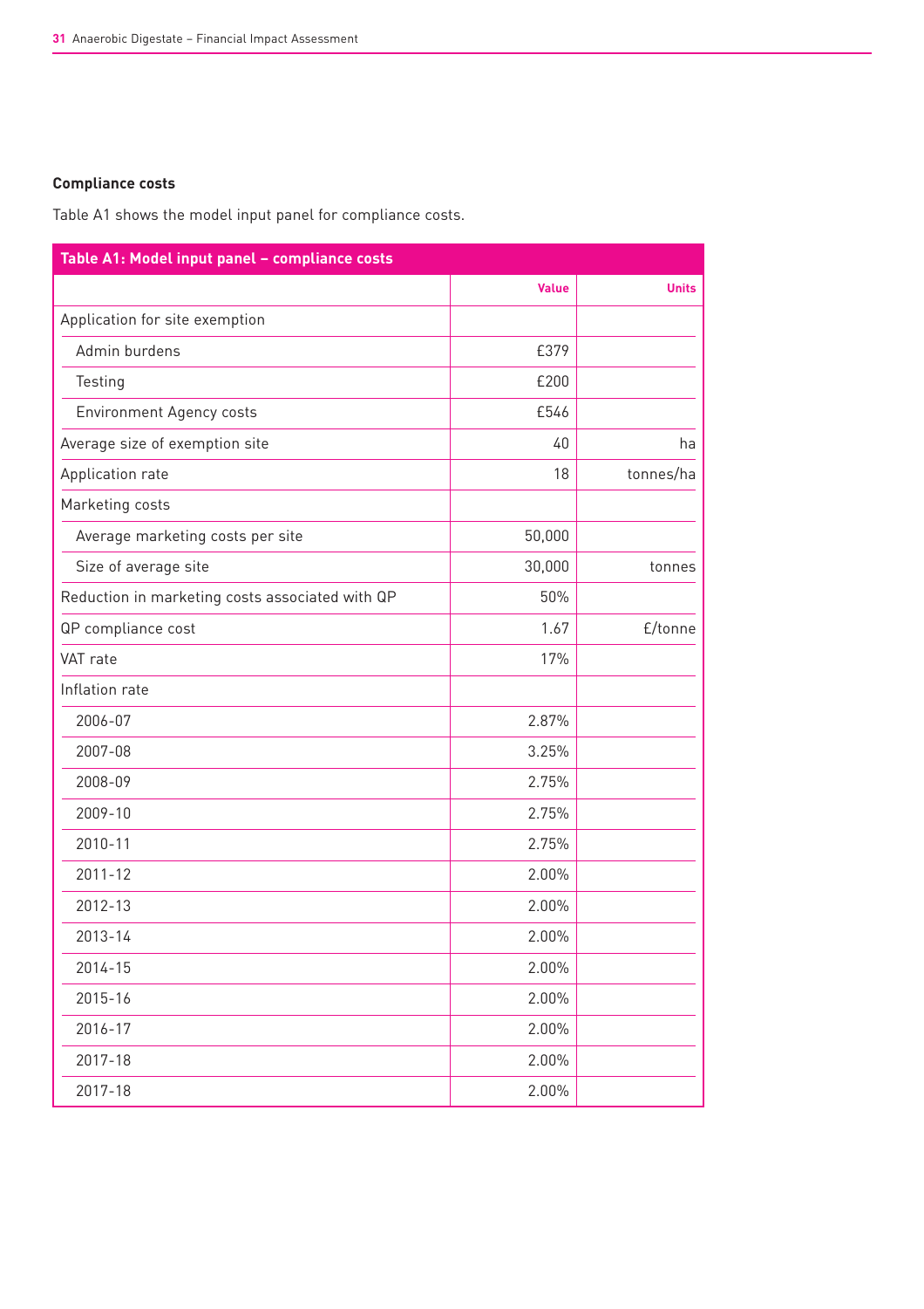**Compliance costs**

Table A1 shows the model input panel for compliance costs.

| Table A1: Model input panel – compliance costs | | |
|---|---|---|
| | Value | Units |
| Application for site exemption | | |
| Admin burdens | £379 | |
| Testing | £200 | |
| Environment Agency costs | £546 | |
| Average size of exemption site | 40 | ha |
| Application rate | 18 | tonnes/ha |
| Marketing costs | | |
| Average marketing costs per site | 50,000 | |
| Size of average site | 30,000 | tonnes |
| Reduction in marketing costs associated with QP | 50% | |
| QP compliance cost | 1.67 | £/tonne |
| VAT rate | 17% | |
| Inflation rate | | |
| 2006-07 | 2.87% | |
| 2007-08 | 3.25% | |
| 2008-09 | 2.75% | |
| 2009-10 | 2.75% | |
| 2010-11 | 2.75% | |
| 2011-12 | 2.00% | |
| 2012-13 | 2.00% | |
| 2013-14 | 2.00% | |
| 2014-15 | 2.00% | |
| 2015-16 | 2.00% | |
| 2016-17 | 2.00% | |
| 2017-18 | 2.00% | |
| 2017-18 | 2.00% | |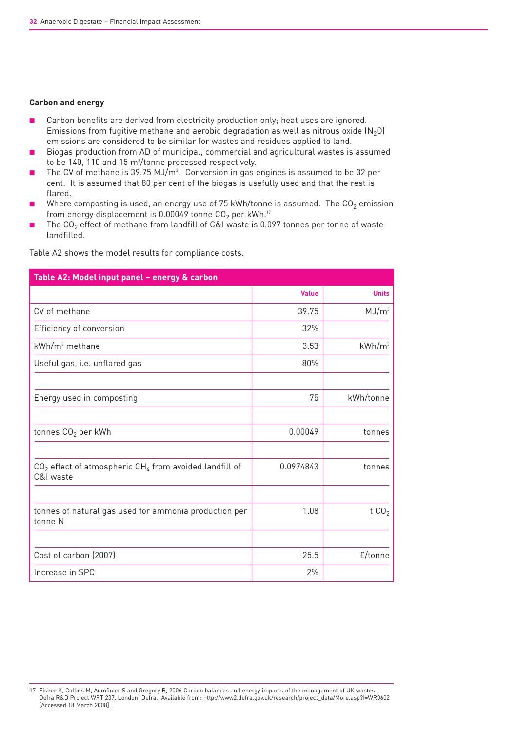### Carbon and energy

- Carbon benefits are derived from electricity production only; heat uses are ignored. Emissions from fugitive methane and aerobic degradation as well as nitrous oxide ($N_2O$) emissions are considered to be similar for wastes and residues applied to land.
- Biogas production from AD of municipal, commercial and agricultural wastes is assumed to be 140, 110 and 15 $m^3$/tonne processed respectively.
- The CV of methane is 39.75 $MJ/m^3$. Conversion in gas engines is assumed to be 32 per cent. It is assumed that 80 per cent of the biogas is usefully used and that the rest is flared.
- Where composting is used, an energy use of 75 kWh/tonne is assumed. The $CO_2$ emission from energy displacement is 0.00049 tonne $CO_2$ per kWh.[17]
- The $CO_2$ effect of methane from landfill of C&I waste is 0.097 tonnes per tonne of waste landfilled.

Table A2 shows the model results for compliance costs.

**Table A2: Model input panel – energy & carbon**

| | Value | Units |
|---|---|---|
| CV of methane | 39.75 | $MJ/m^3$ |
| Efficiency of conversion | 32% | |
| $kWh/m^3$ methane | 3.53 | $kWh/m^3$ |
| Useful gas, i.e. unflared gas | 80% | |
| | | |
| Energy used in composting | 75 | kWh/tonne |
| | | |
| tonnes $CO_2$ per kWh | 0.00049 | tonnes |
| | | |
| $CO_2$ effect of atmospheric $CH_4$ from avoided landfill of C&I waste | 0.0974843 | tonnes |
| | | |
| tonnes of natural gas used for ammonia production per tonne N | 1.08 | t $CO_2$ |
| | | |
| Cost of carbon (2007) | 25.5 | £/tonne |
| Increase in SPC | 2% | |

17 Fisher K, Collins M, Aumônier S and Gregory B, 2006 Carbon balances and energy impacts of the management of UK wastes. Defra R&D Project WRT 237. London: Defra. Available from: http://www2.defra.gov.uk/research/project_data/More.asp?I=WR0602 [Accessed 18 March 2008].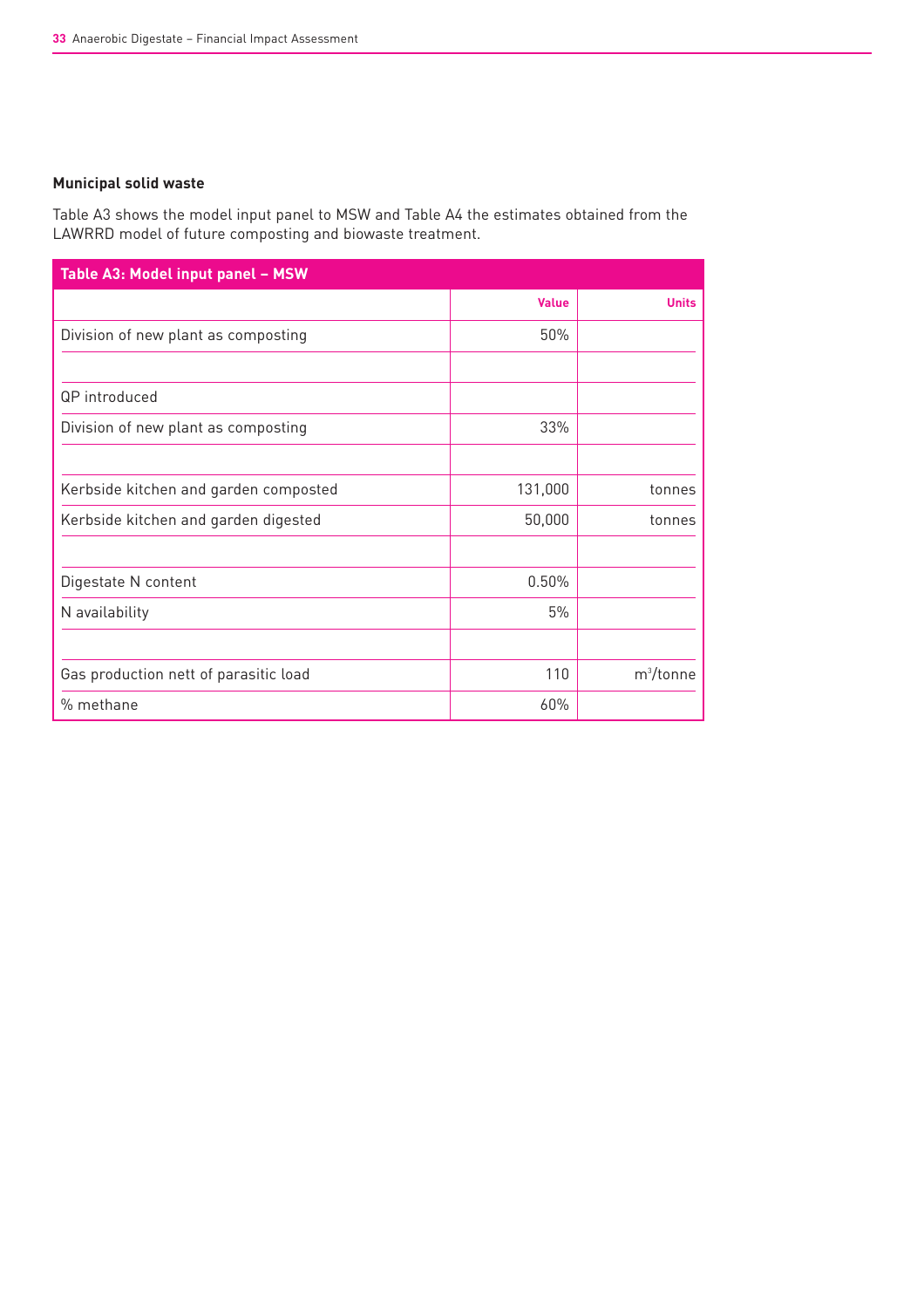### Municipal solid waste

Table A3 shows the model input panel to MSW and Table A4 the estimates obtained from the LAWRRD model of future composting and biowaste treatment.

| Table A3: Model input panel – MSW | | |
|---|---|---|
| | **Value** | **Units** |
| Division of new plant as composting | 50% | |
| | | |
| QP introduced | | |
| Division of new plant as composting | 33% | |
| | | |
| Kerbside kitchen and garden composted | 131,000 | tonnes |
| Kerbside kitchen and garden digested | 50,000 | tonnes |
| | | |
| Digestate N content | 0.50% | |
| N availability | 5% | |
| | | |
| Gas production nett of parasitic load | 110 | $m^3$/tonne |
| % methane | 60% | |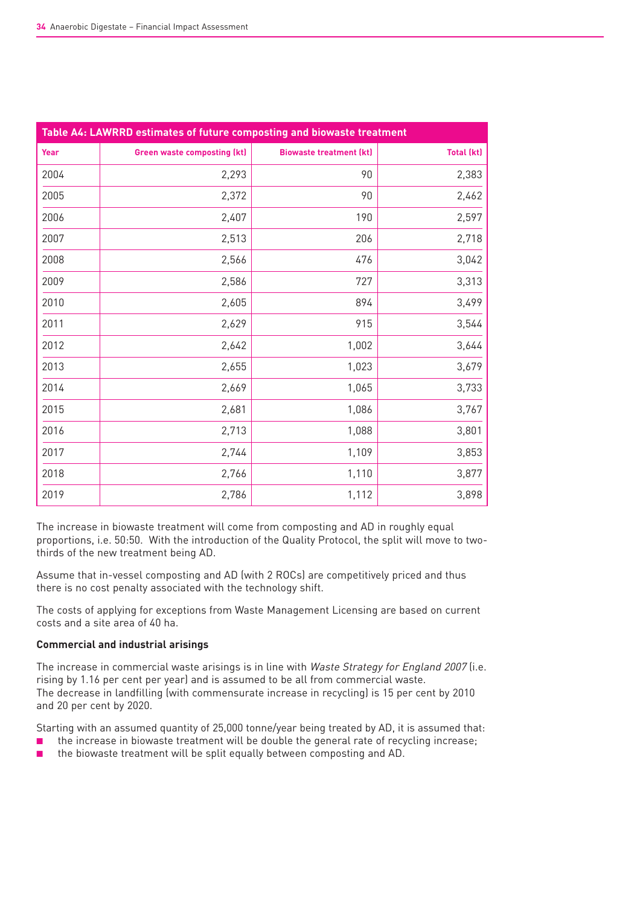| Table A4: LAWRRD estimates of future composting and biowaste treatment | | | |
|---|---|---|---|
| Year | Green waste composting (kt) | Biowaste treatment (kt) | Total (kt) |
| 2004 | 2,293 | 90 | 2,383 |
| 2005 | 2,372 | 90 | 2,462 |
| 2006 | 2,407 | 190 | 2,597 |
| 2007 | 2,513 | 206 | 2,718 |
| 2008 | 2,566 | 476 | 3,042 |
| 2009 | 2,586 | 727 | 3,313 |
| 2010 | 2,605 | 894 | 3,499 |
| 2011 | 2,629 | 915 | 3,544 |
| 2012 | 2,642 | 1,002 | 3,644 |
| 2013 | 2,655 | 1,023 | 3,679 |
| 2014 | 2,669 | 1,065 | 3,733 |
| 2015 | 2,681 | 1,086 | 3,767 |
| 2016 | 2,713 | 1,088 | 3,801 |
| 2017 | 2,744 | 1,109 | 3,853 |
| 2018 | 2,766 | 1,110 | 3,877 |
| 2019 | 2,786 | 1,112 | 3,898 |

The increase in biowaste treatment will come from composting and AD in roughly equal proportions, i.e. 50:50. With the introduction of the Quality Protocol, the split will move to two-thirds of the new treatment being AD.

Assume that in-vessel composting and AD (with 2 ROCs) are competitively priced and thus there is no cost penalty associated with the technology shift.

The costs of applying for exceptions from Waste Management Licensing are based on current costs and a site area of 40 ha.

**Commercial and industrial arisings**

The increase in commercial waste arisings is in line with *Waste Strategy for England 2007* (i.e. rising by 1.16 per cent per year) and is assumed to be all from commercial waste.
The decrease in landfilling (with commensurate increase in recycling) is 15 per cent by 2010 and 20 per cent by 2020.

Starting with an assumed quantity of 25,000 tonne/year being treated by AD, it is assumed that:

- the increase in biowaste treatment will be double the general rate of recycling increase;
- the biowaste treatment will be split equally between composting and AD.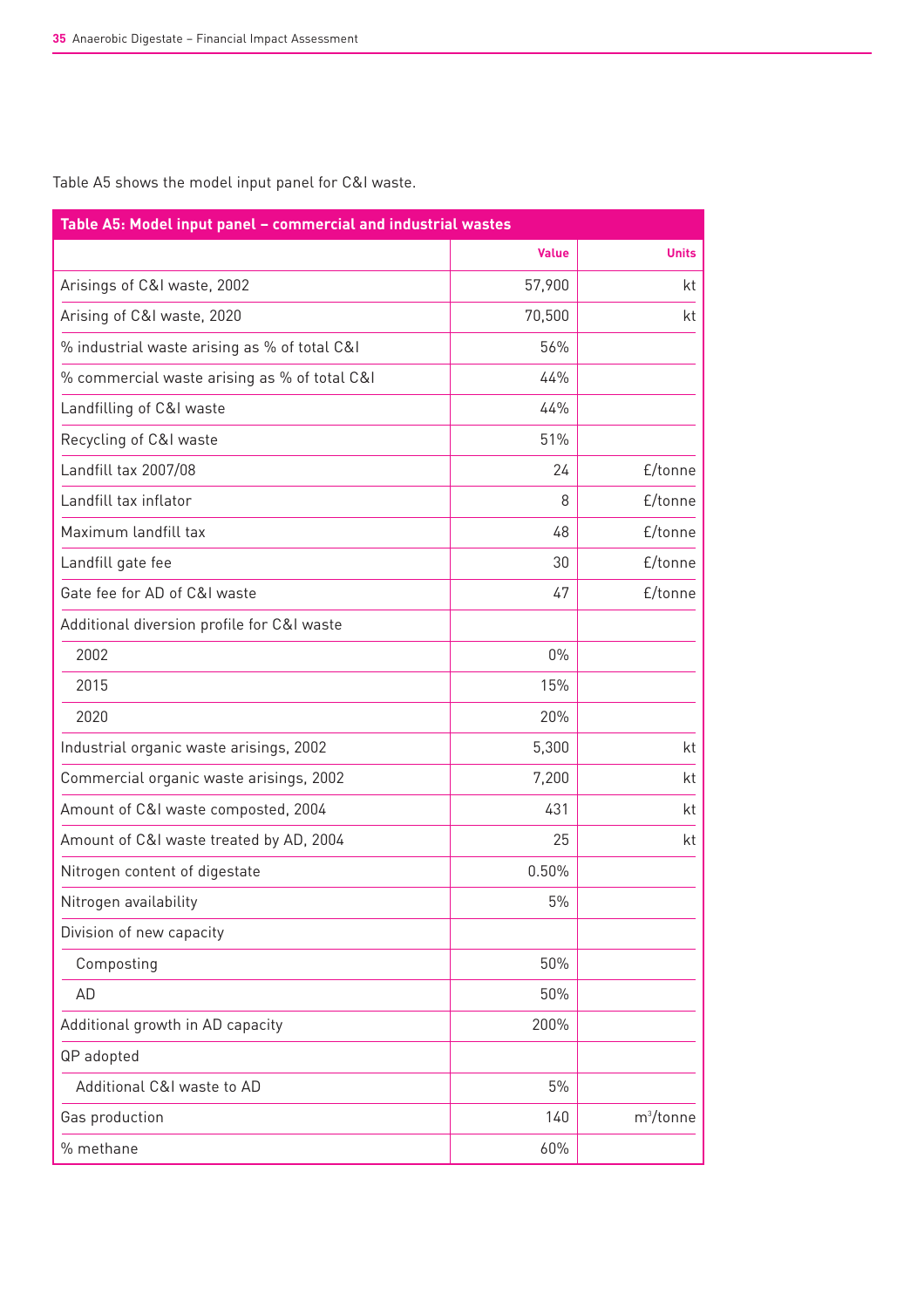Table A5 shows the model input panel for C&I waste.

| Table A5: Model input panel – commercial and industrial wastes | | |
|---|---|---|
| | **Value** | **Units** |
| Arisings of C&I waste, 2002 | 57,900 | kt |
| Arising of C&I waste, 2020 | 70,500 | kt |
| % industrial waste arising as % of total C&I | 56% | |
| % commercial waste arising as % of total C&I | 44% | |
| Landfilling of C&I waste | 44% | |
| Recycling of C&I waste | 51% | |
| Landfill tax 2007/08 | 24 | £/tonne |
| Landfill tax inflator | 8 | £/tonne |
| Maximum landfill tax | 48 | £/tonne |
| Landfill gate fee | 30 | £/tonne |
| Gate fee for AD of C&I waste | 47 | £/tonne |
| Additional diversion profile for C&I waste | | |
| 2002 | 0% | |
| 2015 | 15% | |
| 2020 | 20% | |
| Industrial organic waste arisings, 2002 | 5,300 | kt |
| Commercial organic waste arisings, 2002 | 7,200 | kt |
| Amount of C&I waste composted, 2004 | 431 | kt |
| Amount of C&I waste treated by AD, 2004 | 25 | kt |
| Nitrogen content of digestate | 0.50% | |
| Nitrogen availability | 5% | |
| Division of new capacity | | |
| Composting | 50% | |
| AD | 50% | |
| Additional growth in AD capacity | 200% | |
| QP adopted | | |
| Additional C&I waste to AD | 5% | |
| Gas production | 140 | $m^3$/tonne |
| % methane | 60% | |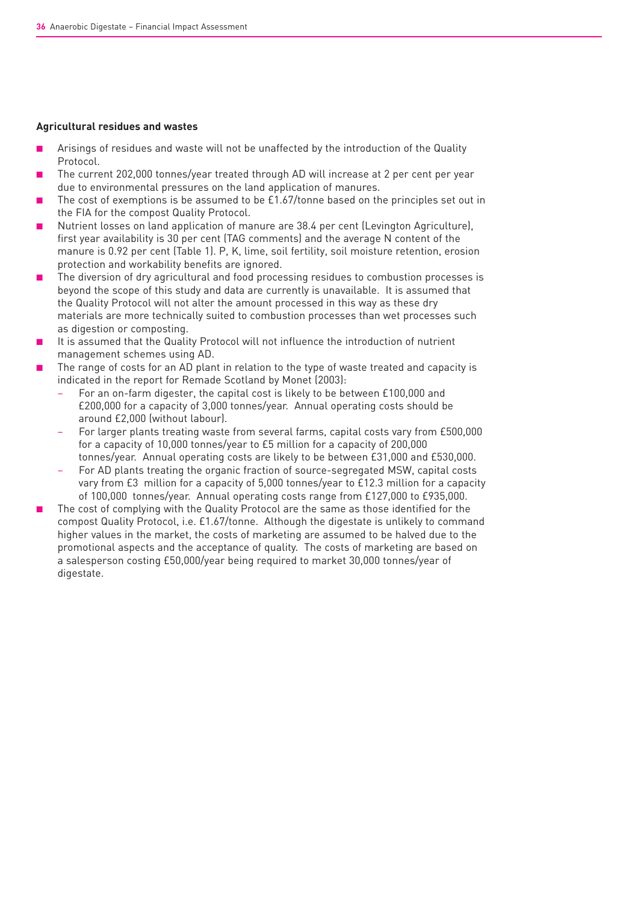**Agricultural residues and wastes**

- Arisings of residues and waste will not be unaffected by the introduction of the Quality Protocol.
- The current 202,000 tonnes/year treated through AD will increase at 2 per cent per year due to environmental pressures on the land application of manures.
- The cost of exemptions is be assumed to be £1.67/tonne based on the principles set out in the FIA for the compost Quality Protocol.
- Nutrient losses on land application of manure are 38.4 per cent (Levington Agriculture), first year availability is 30 per cent (TAG comments) and the average N content of the manure is 0.92 per cent (Table 1). P, K, lime, soil fertility, soil moisture retention, erosion protection and workability benefits are ignored.
- The diversion of dry agricultural and food processing residues to combustion processes is beyond the scope of this study and data are currently is unavailable. It is assumed that the Quality Protocol will not alter the amount processed in this way as these dry materials are more technically suited to combustion processes than wet processes such as digestion or composting.
- It is assumed that the Quality Protocol will not influence the introduction of nutrient management schemes using AD.
- The range of costs for an AD plant in relation to the type of waste treated and capacity is indicated in the report for Remade Scotland by Monet (2003):
  - For an on-farm digester, the capital cost is likely to be between £100,000 and £200,000 for a capacity of 3,000 tonnes/year. Annual operating costs should be around £2,000 (without labour).
  - For larger plants treating waste from several farms, capital costs vary from £500,000 for a capacity of 10,000 tonnes/year to £5 million for a capacity of 200,000 tonnes/year. Annual operating costs are likely to be between £31,000 and £530,000.
  - For AD plants treating the organic fraction of source-segregated MSW, capital costs vary from £3 million for a capacity of 5,000 tonnes/year to £12.3 million for a capacity of 100,000 tonnes/year. Annual operating costs range from £127,000 to £935,000.
- The cost of complying with the Quality Protocol are the same as those identified for the compost Quality Protocol, i.e. £1.67/tonne. Although the digestate is unlikely to command higher values in the market, the costs of marketing are assumed to be halved due to the promotional aspects and the acceptance of quality. The costs of marketing are based on a salesperson costing £50,000/year being required to market 30,000 tonnes/year of digestate.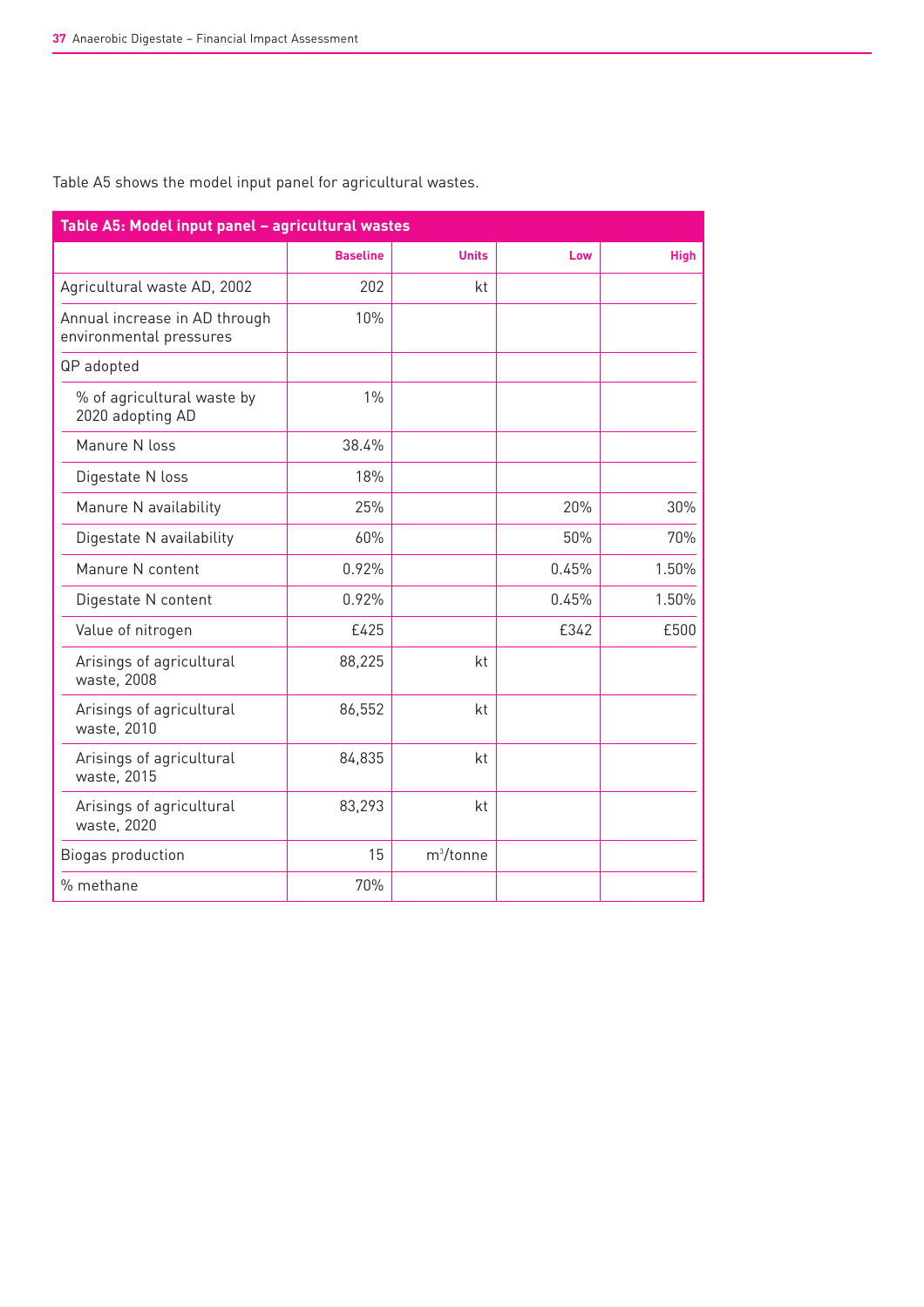Table A5 shows the model input panel for agricultural wastes.

**Table A5: Model input panel – agricultural wastes**

| | Baseline | Units | Low | High |
|---|---|---|---|---|
| Agricultural waste AD, 2002 | 202 | kt | | |
| Annual increase in AD through environmental pressures | 10% | | | |
| QP adopted | | | | |
| % of agricultural waste by 2020 adopting AD | 1% | | | |
| Manure N loss | 38.4% | | | |
| Digestate N loss | 18% | | | |
| Manure N availability | 25% | | 20% | 30% |
| Digestate N availability | 60% | | 50% | 70% |
| Manure N content | 0.92% | | 0.45% | 1.50% |
| Digestate N content | 0.92% | | 0.45% | 1.50% |
| Value of nitrogen | £425 | | £342 | £500 |
| Arisings of agricultural waste, 2008 | 88,225 | kt | | |
| Arisings of agricultural waste, 2010 | 86,552 | kt | | |
| Arisings of agricultural waste, 2015 | 84,835 | kt | | |
| Arisings of agricultural waste, 2020 | 83,293 | kt | | |
| Biogas production | 15 | $m^3$/tonne | | |
| % methane | 70% | | | |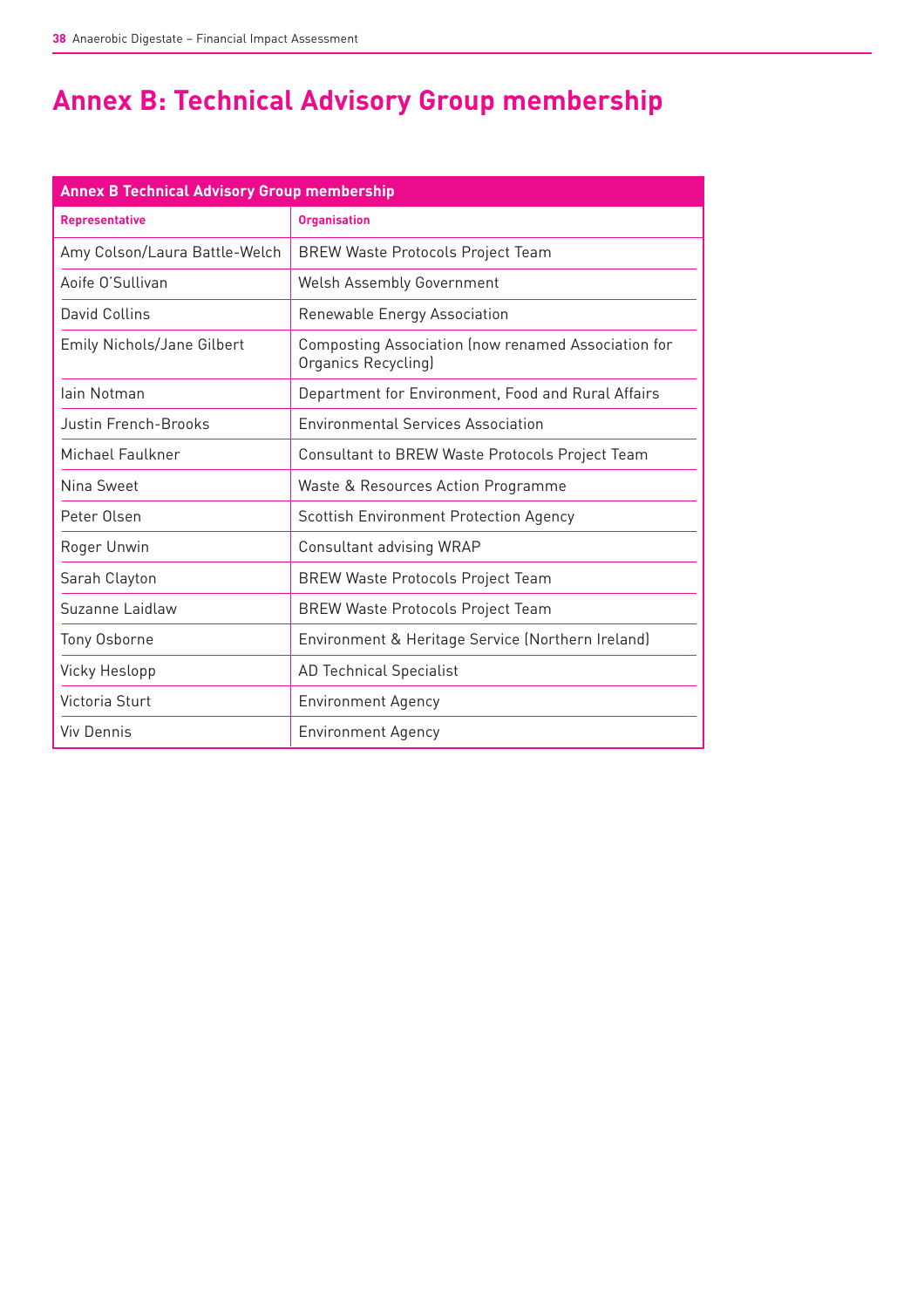# Annex B: Technical Advisory Group membership

| Annex B Technical Advisory Group membership | |
|---|---|
| **Representative** | **Organisation** |
| Amy Colson/Laura Battle-Welch | BREW Waste Protocols Project Team |
| Aoife O'Sullivan | Welsh Assembly Government |
| David Collins | Renewable Energy Association |
| Emily Nichols/Jane Gilbert | Composting Association (now renamed Association for Organics Recycling) |
| Iain Notman | Department for Environment, Food and Rural Affairs |
| Justin French-Brooks | Environmental Services Association |
| Michael Faulkner | Consultant to BREW Waste Protocols Project Team |
| Nina Sweet | Waste & Resources Action Programme |
| Peter Olsen | Scottish Environment Protection Agency |
| Roger Unwin | Consultant advising WRAP |
| Sarah Clayton | BREW Waste Protocols Project Team |
| Suzanne Laidlaw | BREW Waste Protocols Project Team |
| Tony Osborne | Environment & Heritage Service (Northern Ireland) |
| Vicky Heslopp | AD Technical Specialist |
| Victoria Sturt | Environment Agency |
| Viv Dennis | Environment Agency |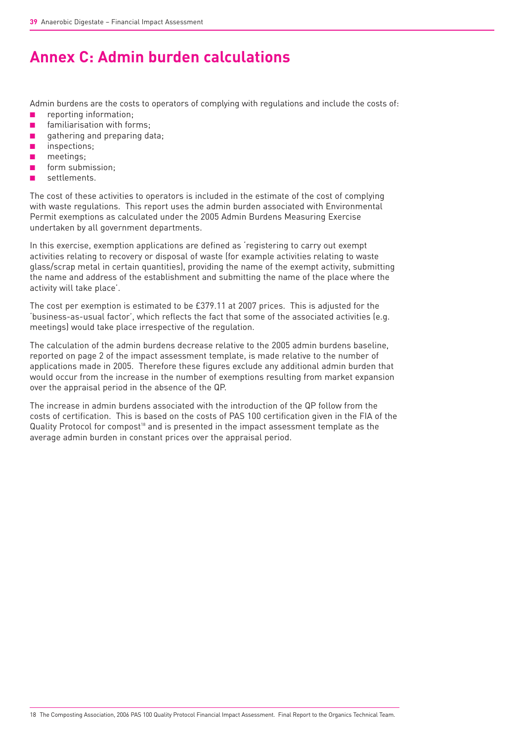# Annex C: Admin burden calculations

Admin burdens are the costs to operators of complying with regulations and include the costs of:

- reporting information;
- familiarisation with forms;
- gathering and preparing data;
- inspections;
- meetings;
- form submission;
- settlements.

The cost of these activities to operators is included in the estimate of the cost of complying with waste regulations. This report uses the admin burden associated with Environmental Permit exemptions as calculated under the 2005 Admin Burdens Measuring Exercise undertaken by all government departments.

In this exercise, exemption applications are defined as 'registering to carry out exempt activities relating to recovery or disposal of waste (for example activities relating to waste glass/scrap metal in certain quantities), providing the name of the exempt activity, submitting the name and address of the establishment and submitting the name of the place where the activity will take place'.

The cost per exemption is estimated to be £379.11 at 2007 prices. This is adjusted for the 'business-as-usual factor', which reflects the fact that some of the associated activities (e.g. meetings) would take place irrespective of the regulation.

The calculation of the admin burdens decrease relative to the 2005 admin burdens baseline, reported on page 2 of the impact assessment template, is made relative to the number of applications made in 2005. Therefore these figures exclude any additional admin burden that would occur from the increase in the number of exemptions resulting from market expansion over the appraisal period in the absence of the QP.

The increase in admin burdens associated with the introduction of the QP follow from the costs of certification. This is based on the costs of PAS 100 certification given in the FIA of the Quality Protocol for compost[18] and is presented in the impact assessment template as the average admin burden in constant prices over the appraisal period.

18 The Composting Association, 2006 PAS 100 Quality Protocol Financial Impact Assessment. Final Report to the Organics Technical Team.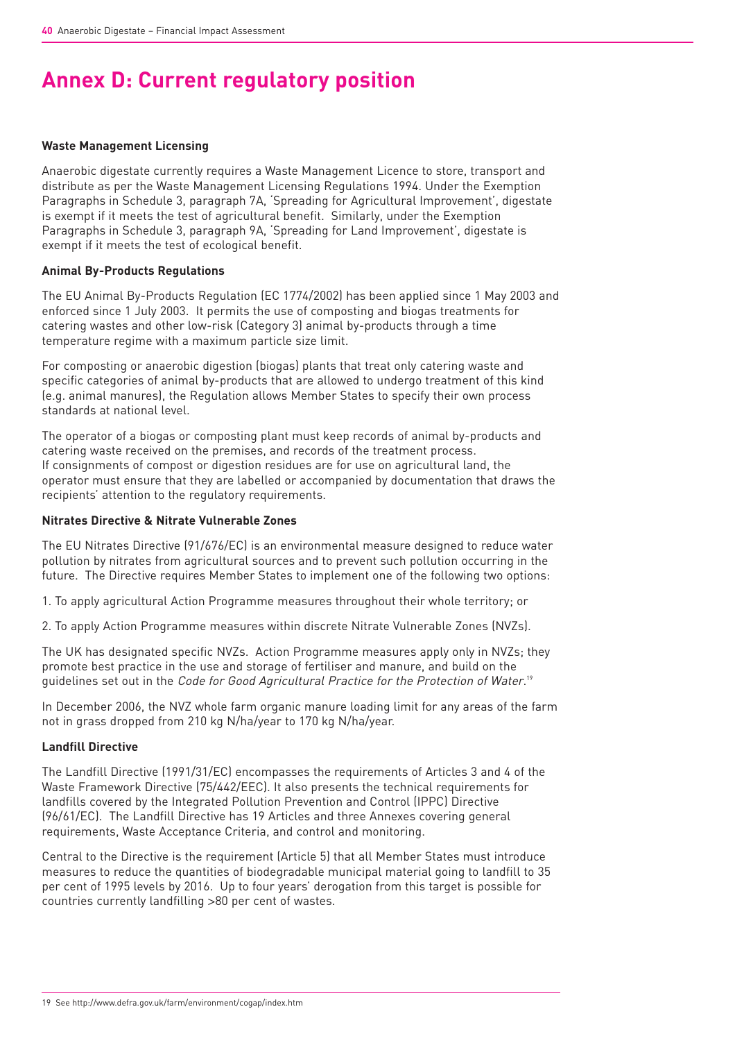# Annex D: Current regulatory position

**Waste Management Licensing**

Anaerobic digestate currently requires a Waste Management Licence to store, transport and distribute as per the Waste Management Licensing Regulations 1994. Under the Exemption Paragraphs in Schedule 3, paragraph 7A, 'Spreading for Agricultural Improvement', digestate is exempt if it meets the test of agricultural benefit. Similarly, under the Exemption Paragraphs in Schedule 3, paragraph 9A, 'Spreading for Land Improvement', digestate is exempt if it meets the test of ecological benefit.

**Animal By-Products Regulations**

The EU Animal By-Products Regulation (EC 1774/2002) has been applied since 1 May 2003 and enforced since 1 July 2003. It permits the use of composting and biogas treatments for catering wastes and other low-risk (Category 3) animal by-products through a time temperature regime with a maximum particle size limit.

For composting or anaerobic digestion (biogas) plants that treat only catering waste and specific categories of animal by-products that are allowed to undergo treatment of this kind (e.g. animal manures), the Regulation allows Member States to specify their own process standards at national level.

The operator of a biogas or composting plant must keep records of animal by-products and catering waste received on the premises, and records of the treatment process. If consignments of compost or digestion residues are for use on agricultural land, the operator must ensure that they are labelled or accompanied by documentation that draws the recipients' attention to the regulatory requirements.

**Nitrates Directive & Nitrate Vulnerable Zones**

The EU Nitrates Directive (91/676/EC) is an environmental measure designed to reduce water pollution by nitrates from agricultural sources and to prevent such pollution occurring in the future. The Directive requires Member States to implement one of the following two options:

1. To apply agricultural Action Programme measures throughout their whole territory; or

2. To apply Action Programme measures within discrete Nitrate Vulnerable Zones (NVZs).

The UK has designated specific NVZs. Action Programme measures apply only in NVZs; they promote best practice in the use and storage of fertiliser and manure, and build on the guidelines set out in the *Code for Good Agricultural Practice for the Protection of Water*.[19]

In December 2006, the NVZ whole farm organic manure loading limit for any areas of the farm not in grass dropped from 210 kg N/ha/year to 170 kg N/ha/year.

**Landfill Directive**

The Landfill Directive (1991/31/EC) encompasses the requirements of Articles 3 and 4 of the Waste Framework Directive (75/442/EEC). It also presents the technical requirements for landfills covered by the Integrated Pollution Prevention and Control (IPPC) Directive (96/61/EC). The Landfill Directive has 19 Articles and three Annexes covering general requirements, Waste Acceptance Criteria, and control and monitoring.

Central to the Directive is the requirement (Article 5) that all Member States must introduce measures to reduce the quantities of biodegradable municipal material going to landfill to 35 per cent of 1995 levels by 2016. Up to four years' derogation from this target is possible for countries currently landfilling >80 per cent of wastes.

19 See http://www.defra.gov.uk/farm/environment/cogap/index.htm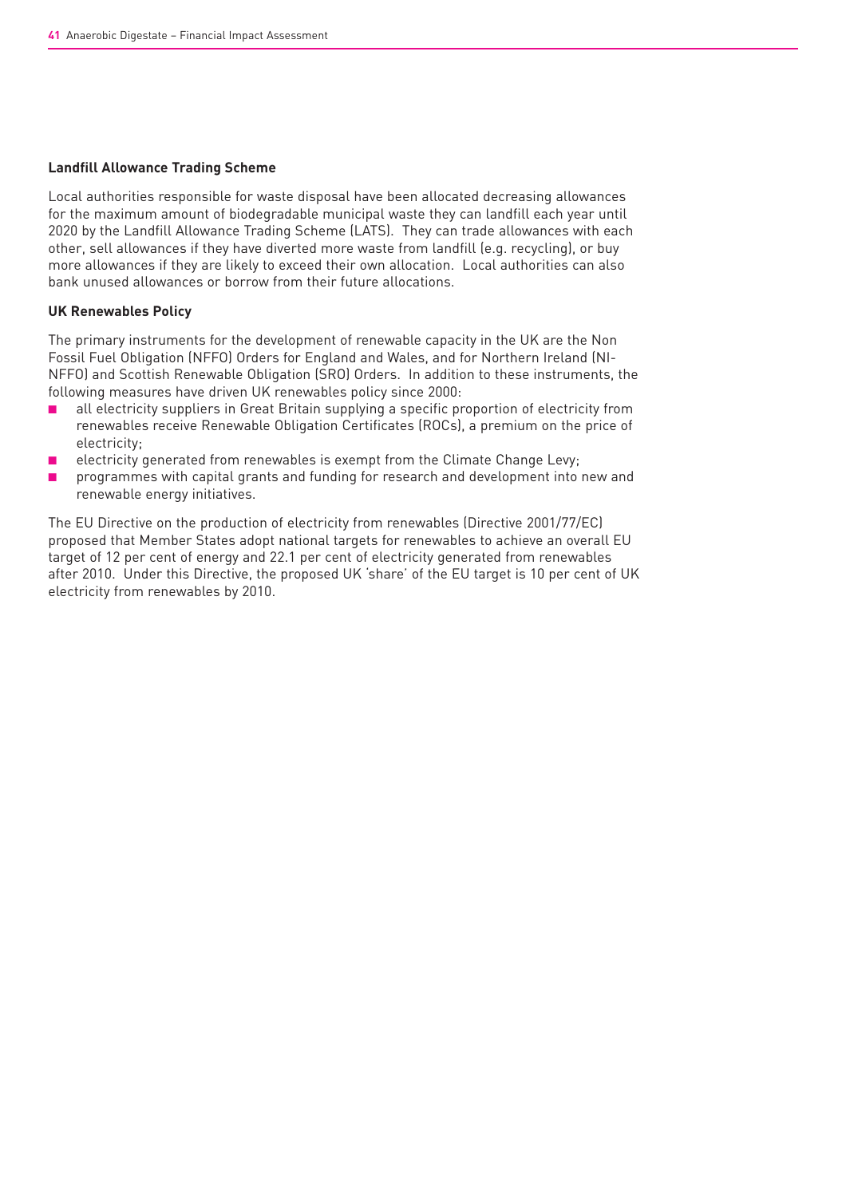**Landfill Allowance Trading Scheme**

Local authorities responsible for waste disposal have been allocated decreasing allowances for the maximum amount of biodegradable municipal waste they can landfill each year until 2020 by the Landfill Allowance Trading Scheme (LATS). They can trade allowances with each other, sell allowances if they have diverted more waste from landfill (e.g. recycling), or buy more allowances if they are likely to exceed their own allocation. Local authorities can also bank unused allowances or borrow from their future allocations.

**UK Renewables Policy**

The primary instruments for the development of renewable capacity in the UK are the Non Fossil Fuel Obligation (NFFO) Orders for England and Wales, and for Northern Ireland (NI-NFFO) and Scottish Renewable Obligation (SRO) Orders. In addition to these instruments, the following measures have driven UK renewables policy since 2000:

- all electricity suppliers in Great Britain supplying a specific proportion of electricity from renewables receive Renewable Obligation Certificates (ROCs), a premium on the price of electricity;
- electricity generated from renewables is exempt from the Climate Change Levy;
- programmes with capital grants and funding for research and development into new and renewable energy initiatives.

The EU Directive on the production of electricity from renewables (Directive 2001/77/EC) proposed that Member States adopt national targets for renewables to achieve an overall EU target of 12 per cent of energy and 22.1 per cent of electricity generated from renewables after 2010. Under this Directive, the proposed UK 'share' of the EU target is 10 per cent of UK electricity from renewables by 2010.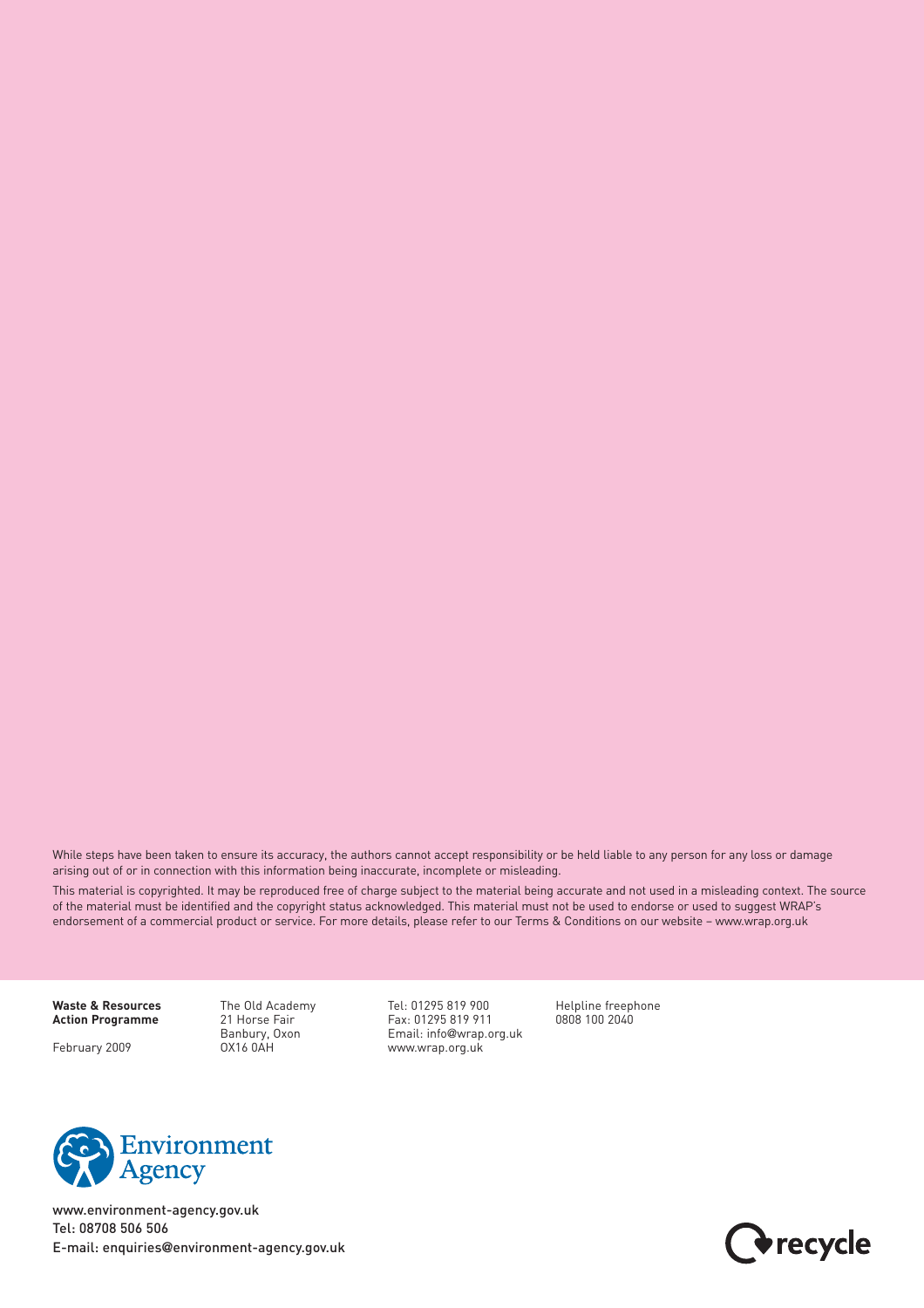While steps have been taken to ensure its accuracy, the authors cannot accept responsibility or be held liable to any person for any loss or damage arising out of or in connection with this information being inaccurate, incomplete or misleading.

This material is copyrighted. It may be reproduced free of charge subject to the material being accurate and not used in a misleading context. The source of the material must be identified and the copyright status acknowledged. This material must not be used to endorse or used to suggest WRAP's endorsement of a commercial product or service. For more details, please refer to our Terms & Conditions on our website – www.wrap.org.uk

**Waste & Resources Action Programme**

February 2009

The Old Academy
21 Horse Fair
Banbury, Oxon
OX16 0AH

Tel: 01295 819 900
Fax: 01295 819 911
Email: info@wrap.org.uk
www.wrap.org.uk

Helpline freephone
0808 100 2040

Environment Agency

www.environment-agency.gov.uk
Tel: 08708 506 506
E-mail: enquiries@environment-agency.gov.uk

recycle